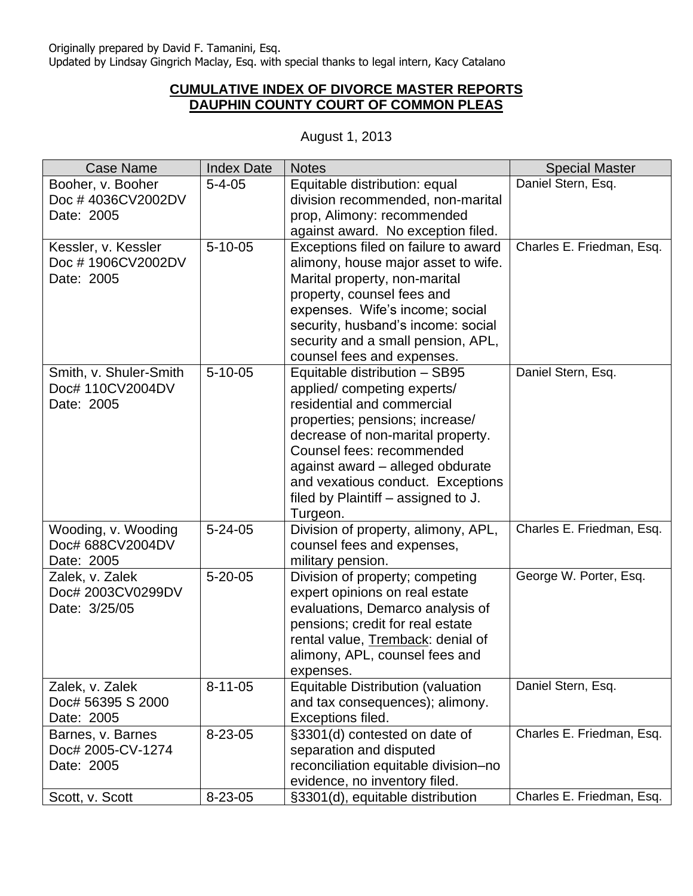Originally prepared by David F. Tamanini, Esq.
Updated by Lindsay Gingrich Maclay, Esq. with special thanks to legal intern, Kacy Catalano

**CUMULATIVE INDEX OF DIVORCE MASTER REPORTS**
**DAUPHIN COUNTY COURT OF COMMON PLEAS**

August 1, 2013

| Case Name | Index Date | Notes | Special Master |
|---|---|---|---|
| Booher, v. Booher<br>Doc # 4036CV2002DV<br>Date: 2005 | 5-4-05 | Equitable distribution: equal division recommended, non-marital prop, Alimony: recommended against award. No exception filed. | Daniel Stern, Esq. |
| Kessler, v. Kessler<br>Doc # 1906CV2002DV<br>Date: 2005 | 5-10-05 | Exceptions filed on failure to award alimony, house major asset to wife. Marital property, non-marital property, counsel fees and expenses. Wife's income; social security, husband's income: social security and a small pension, APL, counsel fees and expenses. | Charles E. Friedman, Esq. |
| Smith, v. Shuler-Smith<br>Doc# 110CV2004DV<br>Date: 2005 | 5-10-05 | Equitable distribution – SB95 applied/ competing experts/ residential and commercial properties; pensions; increase/ decrease of non-marital property. Counsel fees: recommended against award – alleged obdurate and vexatious conduct. Exceptions filed by Plaintiff – assigned to J. Turgeon. | Daniel Stern, Esq. |
| Wooding, v. Wooding<br>Doc# 688CV2004DV<br>Date: 2005 | 5-24-05 | Division of property, alimony, APL, counsel fees and expenses, military pension. | Charles E. Friedman, Esq. |
| Zalek, v. Zalek<br>Doc# 2003CV0299DV<br>Date: 3/25/05 | 5-20-05 | Division of property; competing expert opinions on real estate evaluations, Demarco analysis of pensions; credit for real estate rental value, <u>Tremback</u>: denial of alimony, APL, counsel fees and expenses. | George W. Porter, Esq. |
| Zalek, v. Zalek<br>Doc# 56395 S 2000<br>Date: 2005 | 8-11-05 | Equitable Distribution (valuation and tax consequences); alimony. Exceptions filed. | Daniel Stern, Esq. |
| Barnes, v. Barnes<br>Doc# 2005-CV-1274<br>Date: 2005 | 8-23-05 | §3301(d) contested on date of separation and disputed reconciliation equitable division–no evidence, no inventory filed. | Charles E. Friedman, Esq. |
| Scott, v. Scott | 8-23-05 | §3301(d), equitable distribution | Charles E. Friedman, Esq. |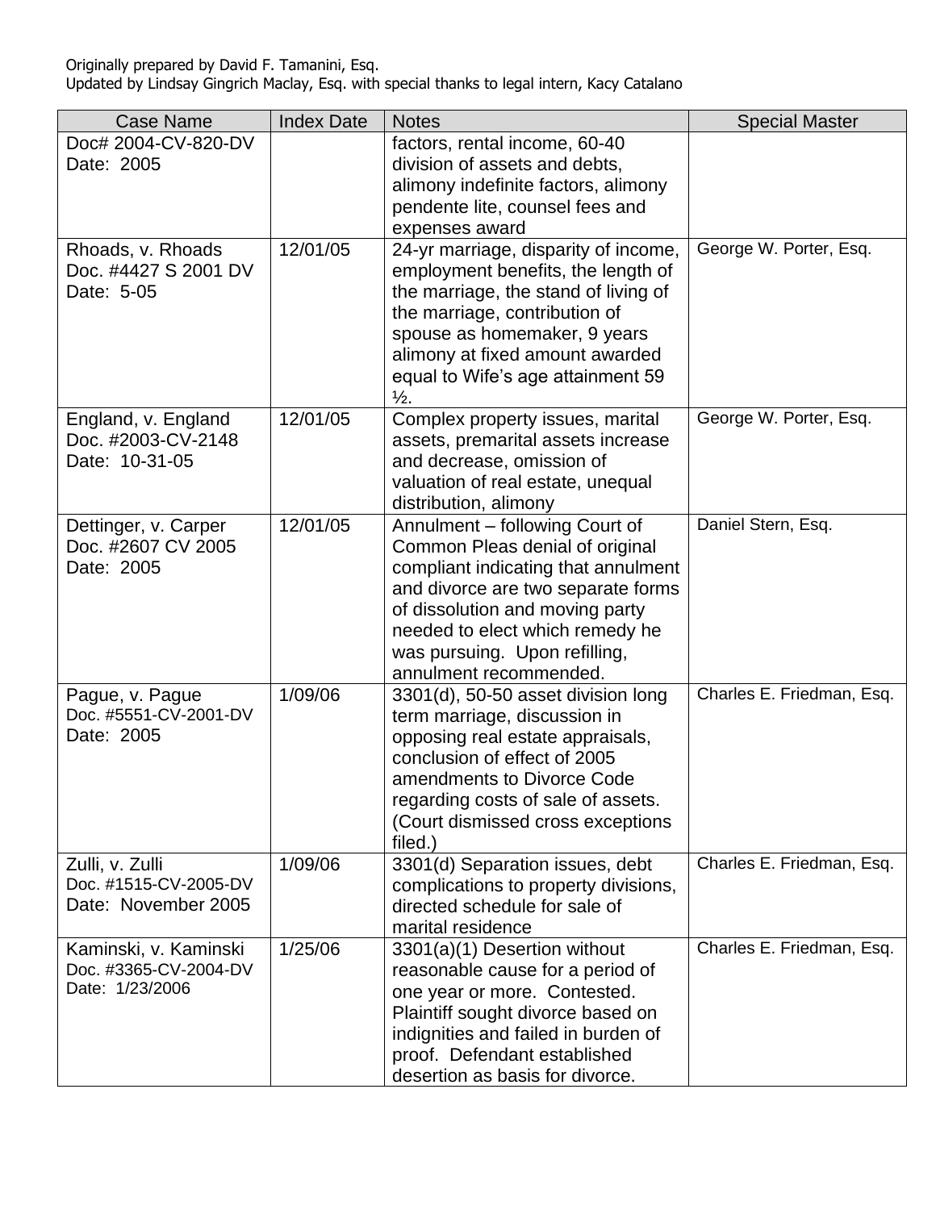Originally prepared by David F. Tamanini, Esq.
Updated by Lindsay Gingrich Maclay, Esq. with special thanks to legal intern, Kacy Catalano

| Case Name | Index Date | Notes | Special Master |
|---|---|---|---|
| Doc# 2004-CV-820-DV Date: 2005 | | factors, rental income, 60-40 division of assets and debts, alimony indefinite factors, alimony pendente lite, counsel fees and expenses award | |
| Rhoads, v. Rhoads Doc. #4427 S 2001 DV Date: 5-05 | 12/01/05 | 24-yr marriage, disparity of income, employment benefits, the length of the marriage, the stand of living of the marriage, contribution of spouse as homemaker, 9 years alimony at fixed amount awarded equal to Wife's age attainment 59 ½. | George W. Porter, Esq. |
| England, v. England Doc. #2003-CV-2148 Date: 10-31-05 | 12/01/05 | Complex property issues, marital assets, premarital assets increase and decrease, omission of valuation of real estate, unequal distribution, alimony | George W. Porter, Esq. |
| Dettinger, v. Carper Doc. #2607 CV 2005 Date: 2005 | 12/01/05 | Annulment – following Court of Common Pleas denial of original compliant indicating that annulment and divorce are two separate forms of dissolution and moving party needed to elect which remedy he was pursuing. Upon refilling, annulment recommended. | Daniel Stern, Esq. |
| Pague, v. Pague Doc. #5551-CV-2001-DV Date: 2005 | 1/09/06 | 3301(d), 50-50 asset division long term marriage, discussion in opposing real estate appraisals, conclusion of effect of 2005 amendments to Divorce Code regarding costs of sale of assets. (Court dismissed cross exceptions filed.) | Charles E. Friedman, Esq. |
| Zulli, v. Zulli Doc. #1515-CV-2005-DV Date: November 2005 | 1/09/06 | 3301(d) Separation issues, debt complications to property divisions, directed schedule for sale of marital residence | Charles E. Friedman, Esq. |
| Kaminski, v. Kaminski Doc. #3365-CV-2004-DV Date: 1/23/2006 | 1/25/06 | 3301(a)(1) Desertion without reasonable cause for a period of one year or more. Contested. Plaintiff sought divorce based on indignities and failed in burden of proof. Defendant established desertion as basis for divorce. | Charles E. Friedman, Esq. |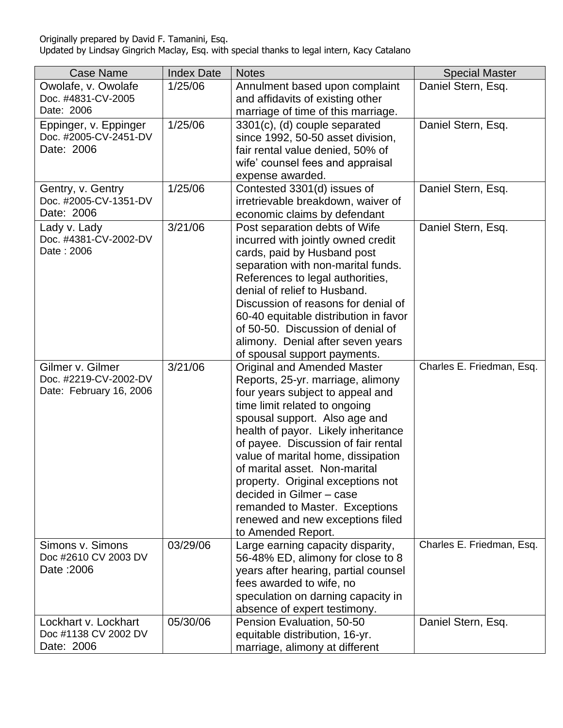Originally prepared by David F. Tamanini, Esq.
Updated by Lindsay Gingrich Maclay, Esq. with special thanks to legal intern, Kacy Catalano

| Case Name | Index Date | Notes | Special Master |
|---|---|---|---|
| Owolafe, v. Owolafe<br>Doc. #4831-CV-2005<br>Date: 2006 | 1/25/06 | Annulment based upon complaint and affidavits of existing other marriage of time of this marriage. | Daniel Stern, Esq. |
| Eppinger, v. Eppinger<br>Doc. #2005-CV-2451-DV<br>Date: 2006 | 1/25/06 | 3301(c), (d) couple separated since 1992, 50-50 asset division, fair rental value denied, 50% of wife' counsel fees and appraisal expense awarded. | Daniel Stern, Esq. |
| Gentry, v. Gentry<br>Doc. #2005-CV-1351-DV<br>Date: 2006 | 1/25/06 | Contested 3301(d) issues of irretrievable breakdown, waiver of economic claims by defendant | Daniel Stern, Esq. |
| Lady v. Lady<br>Doc. #4381-CV-2002-DV<br>Date : 2006 | 3/21/06 | Post separation debts of Wife incurred with jointly owned credit cards, paid by Husband post separation with non-marital funds. References to legal authorities, denial of relief to Husband. Discussion of reasons for denial of 60-40 equitable distribution in favor of 50-50. Discussion of denial of alimony. Denial after seven years of spousal support payments. | Daniel Stern, Esq. |
| Gilmer v. Gilmer<br>Doc. #2219-CV-2002-DV<br>Date: February 16, 2006 | 3/21/06 | Original and Amended Master Reports, 25-yr. marriage, alimony four years subject to appeal and time limit related to ongoing spousal support. Also age and health of payor. Likely inheritance of payee. Discussion of fair rental value of marital home, dissipation of marital asset. Non-marital property. Original exceptions not decided in Gilmer – case remanded to Master. Exceptions renewed and new exceptions filed to Amended Report. | Charles E. Friedman, Esq. |
| Simons v. Simons<br>Doc #2610 CV 2003 DV<br>Date :2006 | 03/29/06 | Large earning capacity disparity, 56-48% ED, alimony for close to 8 years after hearing, partial counsel fees awarded to wife, no speculation on darning capacity in absence of expert testimony. | Charles E. Friedman, Esq. |
| Lockhart v. Lockhart<br>Doc #1138 CV 2002 DV<br>Date: 2006 | 05/30/06 | Pension Evaluation, 50-50 equitable distribution, 16-yr. marriage, alimony at different | Daniel Stern, Esq. |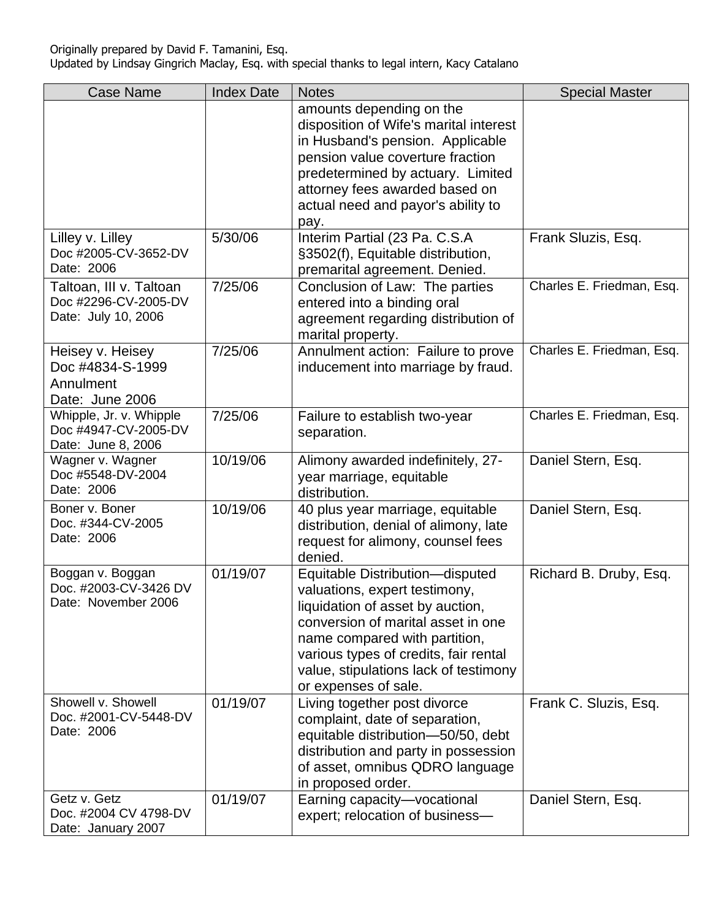Originally prepared by David F. Tamanini, Esq.
Updated by Lindsay Gingrich Maclay, Esq. with special thanks to legal intern, Kacy Catalano

| Case Name | Index Date | Notes | Special Master |
|---|---|---|---|
| | | amounts depending on the disposition of Wife's marital interest in Husband's pension. Applicable pension value coverture fraction predetermined by actuary. Limited attorney fees awarded based on actual need and payor's ability to pay. | |
| Lilley v. Lilley<br>Doc #2005-CV-3652-DV<br>Date: 2006 | 5/30/06 | Interim Partial (23 Pa. C.S.A §3502(f), Equitable distribution, premarital agreement. Denied. | Frank Sluzis, Esq. |
| Taltoan, III v. Taltoan<br>Doc #2296-CV-2005-DV<br>Date: July 10, 2006 | 7/25/06 | Conclusion of Law: The parties entered into a binding oral agreement regarding distribution of marital property. | Charles E. Friedman, Esq. |
| Heisey v. Heisey<br>Doc #4834-S-1999<br>Annulment<br>Date: June 2006 | 7/25/06 | Annulment action: Failure to prove inducement into marriage by fraud. | Charles E. Friedman, Esq. |
| Whipple, Jr. v. Whipple<br>Doc #4947-CV-2005-DV<br>Date: June 8, 2006 | 7/25/06 | Failure to establish two-year separation. | Charles E. Friedman, Esq. |
| Wagner v. Wagner<br>Doc #5548-DV-2004<br>Date: 2006 | 10/19/06 | Alimony awarded indefinitely, 27-year marriage, equitable distribution. | Daniel Stern, Esq. |
| Boner v. Boner<br>Doc. #344-CV-2005<br>Date: 2006 | 10/19/06 | 40 plus year marriage, equitable distribution, denial of alimony, late request for alimony, counsel fees denied. | Daniel Stern, Esq. |
| Boggan v. Boggan<br>Doc. #2003-CV-3426 DV<br>Date: November 2006 | 01/19/07 | Equitable Distribution—disputed valuations, expert testimony, liquidation of asset by auction, conversion of marital asset in one name compared with partition, various types of credits, fair rental value, stipulations lack of testimony or expenses of sale. | Richard B. Druby, Esq. |
| Showell v. Showell<br>Doc. #2001-CV-5448-DV<br>Date: 2006 | 01/19/07 | Living together post divorce complaint, date of separation, equitable distribution—50/50, debt distribution and party in possession of asset, omnibus QDRO language in proposed order. | Frank C. Sluzis, Esq. |
| Getz v. Getz<br>Doc. #2004 CV 4798-DV<br>Date: January 2007 | 01/19/07 | Earning capacity—vocational expert; relocation of business— | Daniel Stern, Esq. |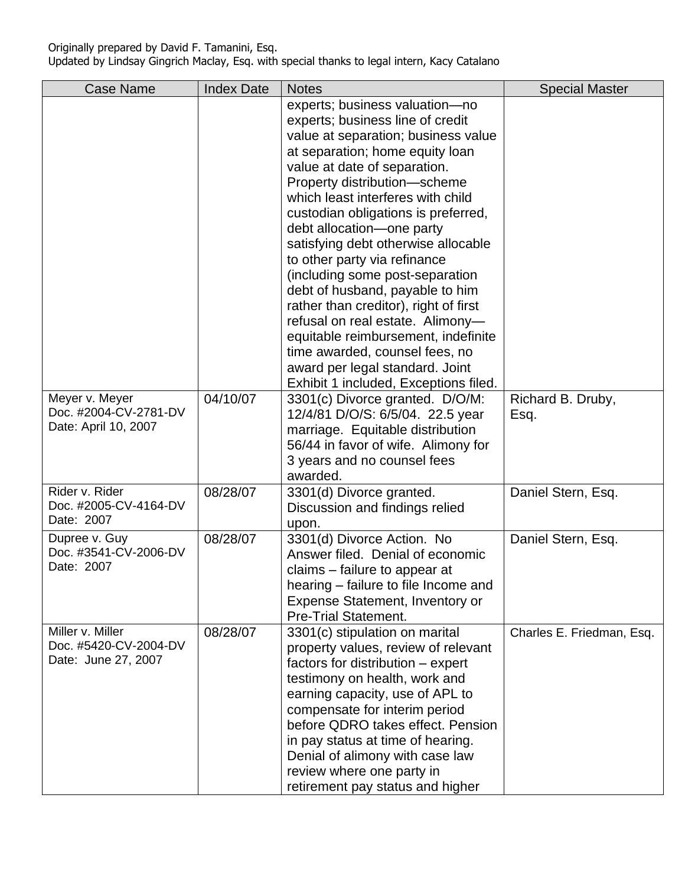Originally prepared by David F. Tamanini, Esq.
Updated by Lindsay Gingrich Maclay, Esq. with special thanks to legal intern, Kacy Catalano

| Case Name | Index Date | Notes | Special Master |
|---|---|---|---|
| | | experts; business valuation—no experts; business line of credit value at separation; business value at separation; home equity loan value at date of separation. Property distribution—scheme which least interferes with child custodian obligations is preferred, debt allocation—one party satisfying debt otherwise allocable to other party via refinance (including some post-separation debt of husband, payable to him rather than creditor), right of first refusal on real estate. Alimony—equitable reimbursement, indefinite time awarded, counsel fees, no award per legal standard. Joint Exhibit 1 included, Exceptions filed. | |
| Meyer v. Meyer Doc. #2004-CV-2781-DV Date: April 10, 2007 | 04/10/07 | 3301(c) Divorce granted. D/O/M: 12/4/81 D/O/S: 6/5/04. 22.5 year marriage. Equitable distribution 56/44 in favor of wife. Alimony for 3 years and no counsel fees awarded. | Richard B. Druby, Esq. |
| Rider v. Rider Doc. #2005-CV-4164-DV Date: 2007 | 08/28/07 | 3301(d) Divorce granted. Discussion and findings relied upon. | Daniel Stern, Esq. |
| Dupree v. Guy Doc. #3541-CV-2006-DV Date: 2007 | 08/28/07 | 3301(d) Divorce Action. No Answer filed. Denial of economic claims – failure to appear at hearing – failure to file Income and Expense Statement, Inventory or Pre-Trial Statement. | Daniel Stern, Esq. |
| Miller v. Miller Doc. #5420-CV-2004-DV Date: June 27, 2007 | 08/28/07 | 3301(c) stipulation on marital property values, review of relevant factors for distribution – expert testimony on health, work and earning capacity, use of APL to compensate for interim period before QDRO takes effect. Pension in pay status at time of hearing. Denial of alimony with case law review where one party in retirement pay status and higher | Charles E. Friedman, Esq. |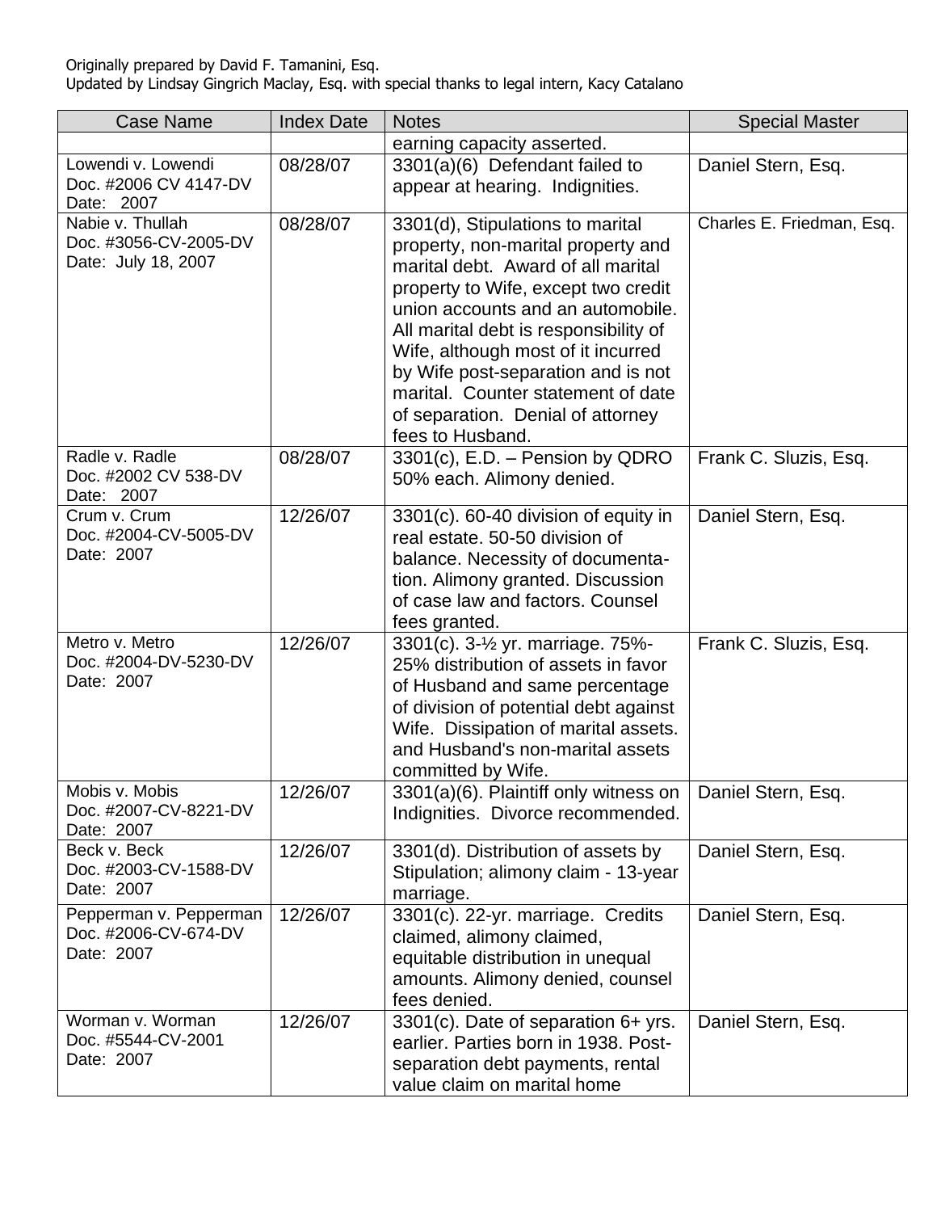Originally prepared by David F. Tamanini, Esq.
Updated by Lindsay Gingrich Maclay, Esq. with special thanks to legal intern, Kacy Catalano

| Case Name | Index Date | Notes | Special Master |
|---|---|---|---|
| | | earning capacity asserted. | |
| Lowendi v. Lowendi<br>Doc. #2006 CV 4147-DV<br>Date: 2007 | 08/28/07 | 3301(a)(6) Defendant failed to appear at hearing. Indignities. | Daniel Stern, Esq. |
| Nabie v. Thullah<br>Doc. #3056-CV-2005-DV<br>Date: July 18, 2007 | 08/28/07 | 3301(d), Stipulations to marital property, non-marital property and marital debt. Award of all marital property to Wife, except two credit union accounts and an automobile. All marital debt is responsibility of Wife, although most of it incurred by Wife post-separation and is not marital. Counter statement of date of separation. Denial of attorney fees to Husband. | Charles E. Friedman, Esq. |
| Radle v. Radle<br>Doc. #2002 CV 538-DV<br>Date: 2007 | 08/28/07 | 3301(c), E.D. – Pension by QDRO 50% each. Alimony denied. | Frank C. Sluzis, Esq. |
| Crum v. Crum<br>Doc. #2004-CV-5005-DV<br>Date: 2007 | 12/26/07 | 3301(c). 60-40 division of equity in real estate. 50-50 division of balance. Necessity of documentation. Alimony granted. Discussion of case law and factors. Counsel fees granted. | Daniel Stern, Esq. |
| Metro v. Metro<br>Doc. #2004-DV-5230-DV<br>Date: 2007 | 12/26/07 | 3301(c). 3-½ yr. marriage. 75%-25% distribution of assets in favor of Husband and same percentage of division of potential debt against Wife. Dissipation of marital assets. and Husband's non-marital assets committed by Wife. | Frank C. Sluzis, Esq. |
| Mobis v. Mobis<br>Doc. #2007-CV-8221-DV<br>Date: 2007 | 12/26/07 | 3301(a)(6). Plaintiff only witness on Indignities. Divorce recommended. | Daniel Stern, Esq. |
| Beck v. Beck<br>Doc. #2003-CV-1588-DV<br>Date: 2007 | 12/26/07 | 3301(d). Distribution of assets by Stipulation; alimony claim - 13-year marriage. | Daniel Stern, Esq. |
| Pepperman v. Pepperman<br>Doc. #2006-CV-674-DV<br>Date: 2007 | 12/26/07 | 3301(c). 22-yr. marriage. Credits claimed, alimony claimed, equitable distribution in unequal amounts. Alimony denied, counsel fees denied. | Daniel Stern, Esq. |
| Worman v. Worman<br>Doc. #5544-CV-2001<br>Date: 2007 | 12/26/07 | 3301(c). Date of separation 6+ yrs. earlier. Parties born in 1938. Post-separation debt payments, rental value claim on marital home | Daniel Stern, Esq. |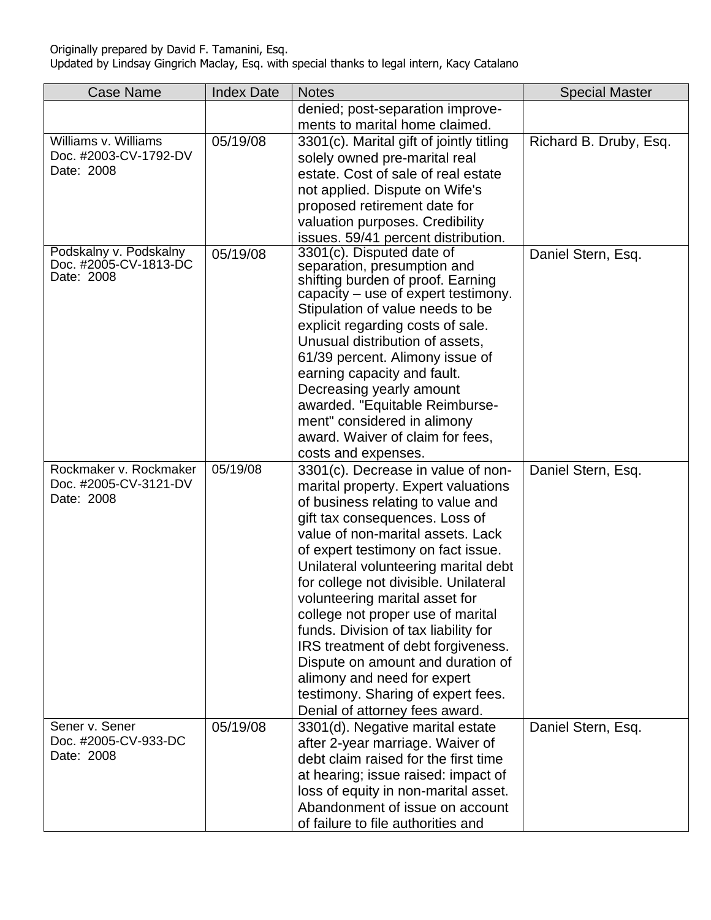Originally prepared by David F. Tamanini, Esq.
Updated by Lindsay Gingrich Maclay, Esq. with special thanks to legal intern, Kacy Catalano

| Case Name | Index Date | Notes | Special Master |
|---|---|---|---|
| | | denied; post-separation improvements to marital home claimed. | |
| Williams v. Williams Doc. #2003-CV-1792-DV Date: 2008 | 05/19/08 | 3301(c). Marital gift of jointly titling solely owned pre-marital real estate. Cost of sale of real estate not applied. Dispute on Wife's proposed retirement date for valuation purposes. Credibility issues. 59/41 percent distribution. | Richard B. Druby, Esq. |
| Podskalny v. Podskalny Doc. #2005-CV-1813-DC Date: 2008 | 05/19/08 | 3301(c). Disputed date of separation, presumption and shifting burden of proof. Earning capacity – use of expert testimony. Stipulation of value needs to be explicit regarding costs of sale. Unusual distribution of assets, 61/39 percent. Alimony issue of earning capacity and fault. Decreasing yearly amount awarded. "Equitable Reimbursement" considered in alimony award. Waiver of claim for fees, costs and expenses. | Daniel Stern, Esq. |
| Rockmaker v. Rockmaker Doc. #2005-CV-3121-DV Date: 2008 | 05/19/08 | 3301(c). Decrease in value of non-marital property. Expert valuations of business relating to value and gift tax consequences. Loss of value of non-marital assets. Lack of expert testimony on fact issue. Unilateral volunteering marital debt for college not divisible. Unilateral volunteering marital asset for college not proper use of marital funds. Division of tax liability for IRS treatment of debt forgiveness. Dispute on amount and duration of alimony and need for expert testimony. Sharing of expert fees. Denial of attorney fees award. | Daniel Stern, Esq. |
| Sener v. Sener Doc. #2005-CV-933-DC Date: 2008 | 05/19/08 | 3301(d). Negative marital estate after 2-year marriage. Waiver of debt claim raised for the first time at hearing; issue raised: impact of loss of equity in non-marital asset. Abandonment of issue on account of failure to file authorities and | Daniel Stern, Esq. |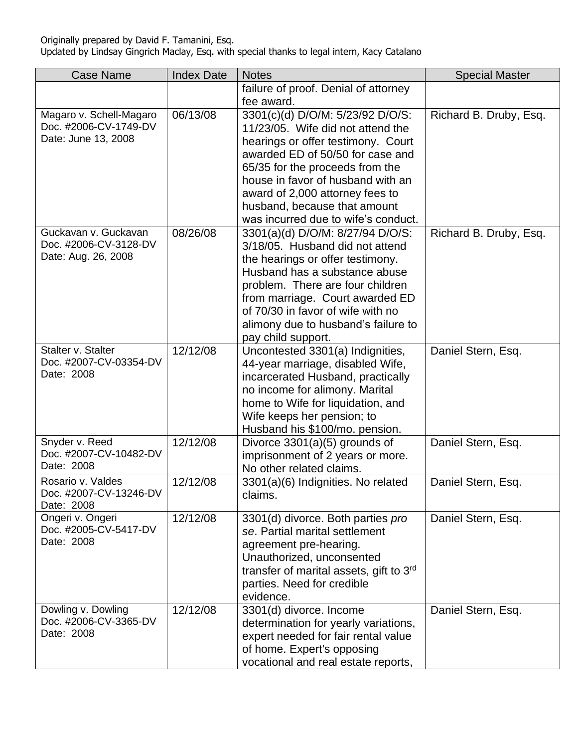Originally prepared by David F. Tamanini, Esq.
Updated by Lindsay Gingrich Maclay, Esq. with special thanks to legal intern, Kacy Catalano

| Case Name | Index Date | Notes | Special Master |
|---|---|---|---|
| | | failure of proof. Denial of attorney fee award. | |
| Magaro v. Schell-Magaro Doc. #2006-CV-1749-DV Date: June 13, 2008 | 06/13/08 | 3301(c)(d) D/O/M: 5/23/92 D/O/S: 11/23/05. Wife did not attend the hearings or offer testimony. Court awarded ED of 50/50 for case and 65/35 for the proceeds from the house in favor of husband with an award of 2,000 attorney fees to husband, because that amount was incurred due to wife's conduct. | Richard B. Druby, Esq. |
| Guckavan v. Guckavan Doc. #2006-CV-3128-DV Date: Aug. 26, 2008 | 08/26/08 | 3301(a)(d) D/O/M: 8/27/94 D/O/S: 3/18/05. Husband did not attend the hearings or offer testimony. Husband has a substance abuse problem. There are four children from marriage. Court awarded ED of 70/30 in favor of wife with no alimony due to husband's failure to pay child support. | Richard B. Druby, Esq. |
| Stalter v. Stalter Doc. #2007-CV-03354-DV Date: 2008 | 12/12/08 | Uncontested 3301(a) Indignities, 44-year marriage, disabled Wife, incarcerated Husband, practically no income for alimony. Marital home to Wife for liquidation, and Wife keeps her pension; to Husband his $100/mo. pension. | Daniel Stern, Esq. |
| Snyder v. Reed Doc. #2007-CV-10482-DV Date: 2008 | 12/12/08 | Divorce 3301(a)(5) grounds of imprisonment of 2 years or more. No other related claims. | Daniel Stern, Esq. |
| Rosario v. Valdes Doc. #2007-CV-13246-DV Date: 2008 | 12/12/08 | 3301(a)(6) Indignities. No related claims. | Daniel Stern, Esq. |
| Ongeri v. Ongeri Doc. #2005-CV-5417-DV Date: 2008 | 12/12/08 | 3301(d) divorce. Both parties *pro se*. Partial marital settlement agreement pre-hearing. Unauthorized, unconsented transfer of marital assets, gift to 3rd parties. Need for credible evidence. | Daniel Stern, Esq. |
| Dowling v. Dowling Doc. #2006-CV-3365-DV Date: 2008 | 12/12/08 | 3301(d) divorce. Income determination for yearly variations, expert needed for fair rental value of home. Expert's opposing vocational and real estate reports, | Daniel Stern, Esq. |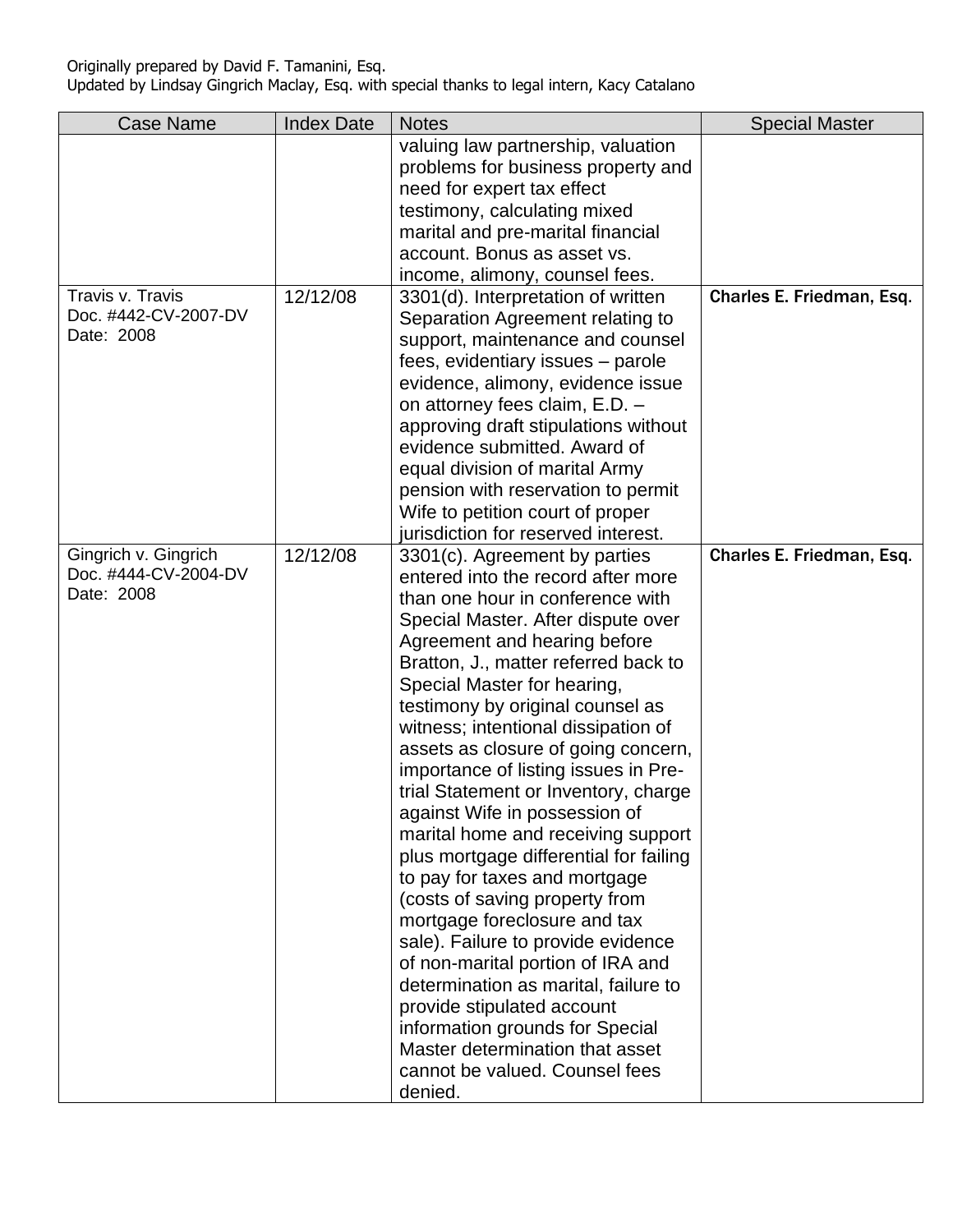Originally prepared by David F. Tamanini, Esq.
Updated by Lindsay Gingrich Maclay, Esq. with special thanks to legal intern, Kacy Catalano

| Case Name | Index Date | Notes | Special Master |
|---|---|---|---|
| | | valuing law partnership, valuation problems for business property and need for expert tax effect testimony, calculating mixed marital and pre-marital financial account. Bonus as asset vs. income, alimony, counsel fees. | |
| Travis v. Travis<br>Doc. #442-CV-2007-DV<br>Date: 2008 | 12/12/08 | 3301(d). Interpretation of written Separation Agreement relating to support, maintenance and counsel fees, evidentiary issues – parole evidence, alimony, evidence issue on attorney fees claim, E.D. – approving draft stipulations without evidence submitted. Award of equal division of marital Army pension with reservation to permit Wife to petition court of proper jurisdiction for reserved interest. | **Charles E. Friedman, Esq.** |
| Gingrich v. Gingrich<br>Doc. #444-CV-2004-DV<br>Date: 2008 | 12/12/08 | 3301(c). Agreement by parties entered into the record after more than one hour in conference with Special Master. After dispute over Agreement and hearing before Bratton, J., matter referred back to Special Master for hearing, testimony by original counsel as witness; intentional dissipation of assets as closure of going concern, importance of listing issues in Pre-trial Statement or Inventory, charge against Wife in possession of marital home and receiving support plus mortgage differential for failing to pay for taxes and mortgage (costs of saving property from mortgage foreclosure and tax sale). Failure to provide evidence of non-marital portion of IRA and determination as marital, failure to provide stipulated account information grounds for Special Master determination that asset cannot be valued. Counsel fees denied. | **Charles E. Friedman, Esq.** |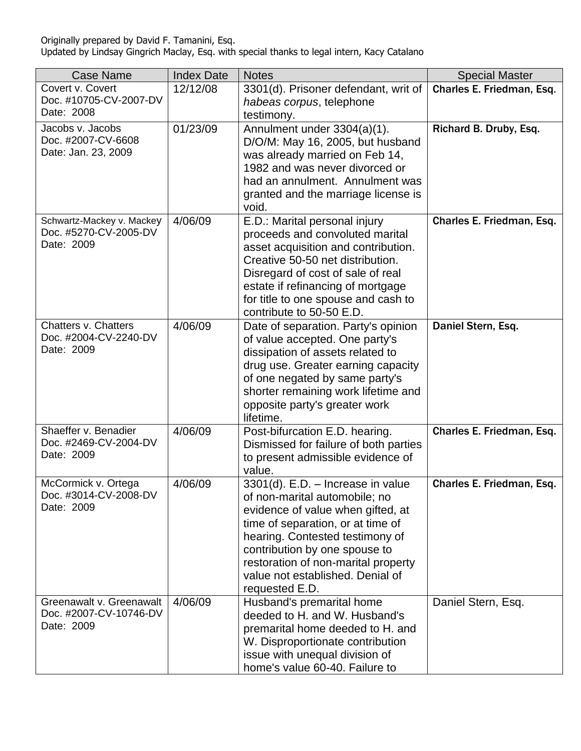Originally prepared by David F. Tamanini, Esq.
Updated by Lindsay Gingrich Maclay, Esq. with special thanks to legal intern, Kacy Catalano

| Case Name | Index Date | Notes | Special Master |
|---|---|---|---|
| Covert v. Covert<br>Doc. #10705-CV-2007-DV<br>Date: 2008 | 12/12/08 | 3301(d). Prisoner defendant, writ of *habeas corpus*, telephone testimony. | Charles E. Friedman, Esq. |
| Jacobs v. Jacobs<br>Doc. #2007-CV-6608<br>Date: Jan. 23, 2009 | 01/23/09 | Annulment under 3304(a)(1). D/O/M: May 16, 2005, but husband was already married on Feb 14, 1982 and was never divorced or had an annulment. Annulment was granted and the marriage license is void. | Richard B. Druby, Esq. |
| Schwartz-Mackey v. Mackey<br>Doc. #5270-CV-2005-DV<br>Date: 2009 | 4/06/09 | E.D.: Marital personal injury proceeds and convoluted marital asset acquisition and contribution. Creative 50-50 net distribution. Disregard of cost of sale of real estate if refinancing of mortgage for title to one spouse and cash to contribute to 50-50 E.D. | Charles E. Friedman, Esq. |
| Chatters v. Chatters<br>Doc. #2004-CV-2240-DV<br>Date: 2009 | 4/06/09 | Date of separation. Party's opinion of value accepted. One party's dissipation of assets related to drug use. Greater earning capacity of one negated by same party's shorter remaining work lifetime and opposite party's greater work lifetime. | Daniel Stern, Esq. |
| Shaeffer v. Benadier<br>Doc. #2469-CV-2004-DV<br>Date: 2009 | 4/06/09 | Post-bifurcation E.D. hearing. Dismissed for failure of both parties to present admissible evidence of value. | Charles E. Friedman, Esq. |
| McCormick v. Ortega<br>Doc. #3014-CV-2008-DV<br>Date: 2009 | 4/06/09 | 3301(d). E.D. – Increase in value of non-marital automobile; no evidence of value when gifted, at time of separation, or at time of hearing. Contested testimony of contribution by one spouse to restoration of non-marital property value not established. Denial of requested E.D. | Charles E. Friedman, Esq. |
| Greenawalt v. Greenawalt<br>Doc. #2007-CV-10746-DV<br>Date: 2009 | 4/06/09 | Husband's premarital home deeded to H. and W. Husband's premarital home deeded to H. and W. Disproportionate contribution issue with unequal division of home's value 60-40. Failure to | Daniel Stern, Esq. |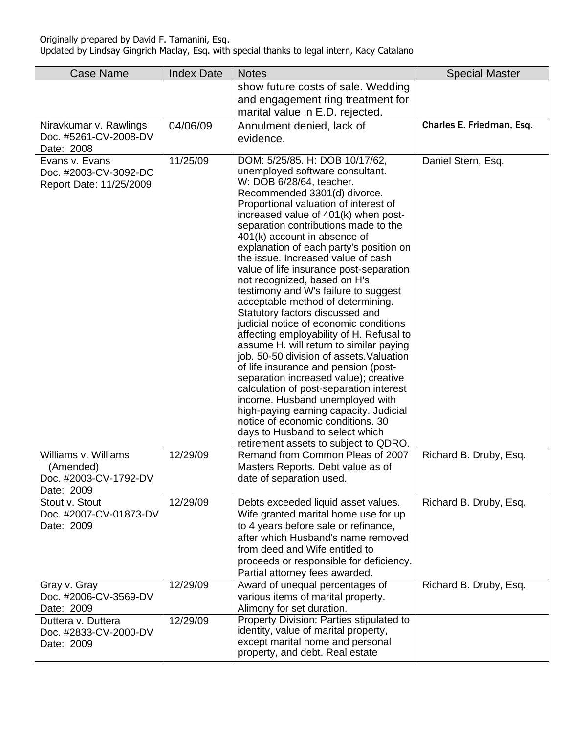Originally prepared by David F. Tamanini, Esq.
Updated by Lindsay Gingrich Maclay, Esq. with special thanks to legal intern, Kacy Catalano

| Case Name | Index Date | Notes | Special Master |
|---|---|---|---|
| | | show future costs of sale. Wedding and engagement ring treatment for marital value in E.D. rejected. | |
| Niravkumar v. Rawlings<br>Doc. #5261-CV-2008-DV<br>Date: 2008 | 04/06/09 | Annulment denied, lack of evidence. | **Charles E. Friedman, Esq.** |
| Evans v. Evans<br>Doc. #2003-CV-3092-DC<br>Report Date: 11/25/2009 | 11/25/09 | DOM: 5/25/85. H: DOB 10/17/62, unemployed software consultant. W: DOB 6/28/64, teacher. Recommended 3301(d) divorce. Proportional valuation of interest of increased value of 401(k) when post-separation contributions made to the 401(k) account in absence of explanation of each party's position on the issue. Increased value of cash value of life insurance post-separation not recognized, based on H's testimony and W's failure to suggest acceptable method of determining. Statutory factors discussed and judicial notice of economic conditions affecting employability of H. Refusal to assume H. will return to similar paying job. 50-50 division of assets.Valuation of life insurance and pension (post-separation increased value); creative calculation of post-separation interest income. Husband unemployed with high-paying earning capacity. Judicial notice of economic conditions. 30 days to Husband to select which retirement assets to subject to QDRO. | Daniel Stern, Esq. |
| Williams v. Williams (Amended)<br>Doc. #2003-CV-1792-DV<br>Date: 2009 | 12/29/09 | Remand from Common Pleas of 2007 Masters Reports. Debt value as of date of separation used. | Richard B. Druby, Esq. |
| Stout v. Stout<br>Doc. #2007-CV-01873-DV<br>Date: 2009 | 12/29/09 | Debts exceeded liquid asset values. Wife granted marital home use for up to 4 years before sale or refinance, after which Husband's name removed from deed and Wife entitled to proceeds or responsible for deficiency. Partial attorney fees awarded. | Richard B. Druby, Esq. |
| Gray v. Gray<br>Doc. #2006-CV-3569-DV<br>Date: 2009 | 12/29/09 | Award of unequal percentages of various items of marital property. Alimony for set duration. | Richard B. Druby, Esq. |
| Duttera v. Duttera<br>Doc. #2833-CV-2000-DV<br>Date: 2009 | 12/29/09 | Property Division: Parties stipulated to identity, value of marital property, except marital home and personal property, and debt. Real estate | |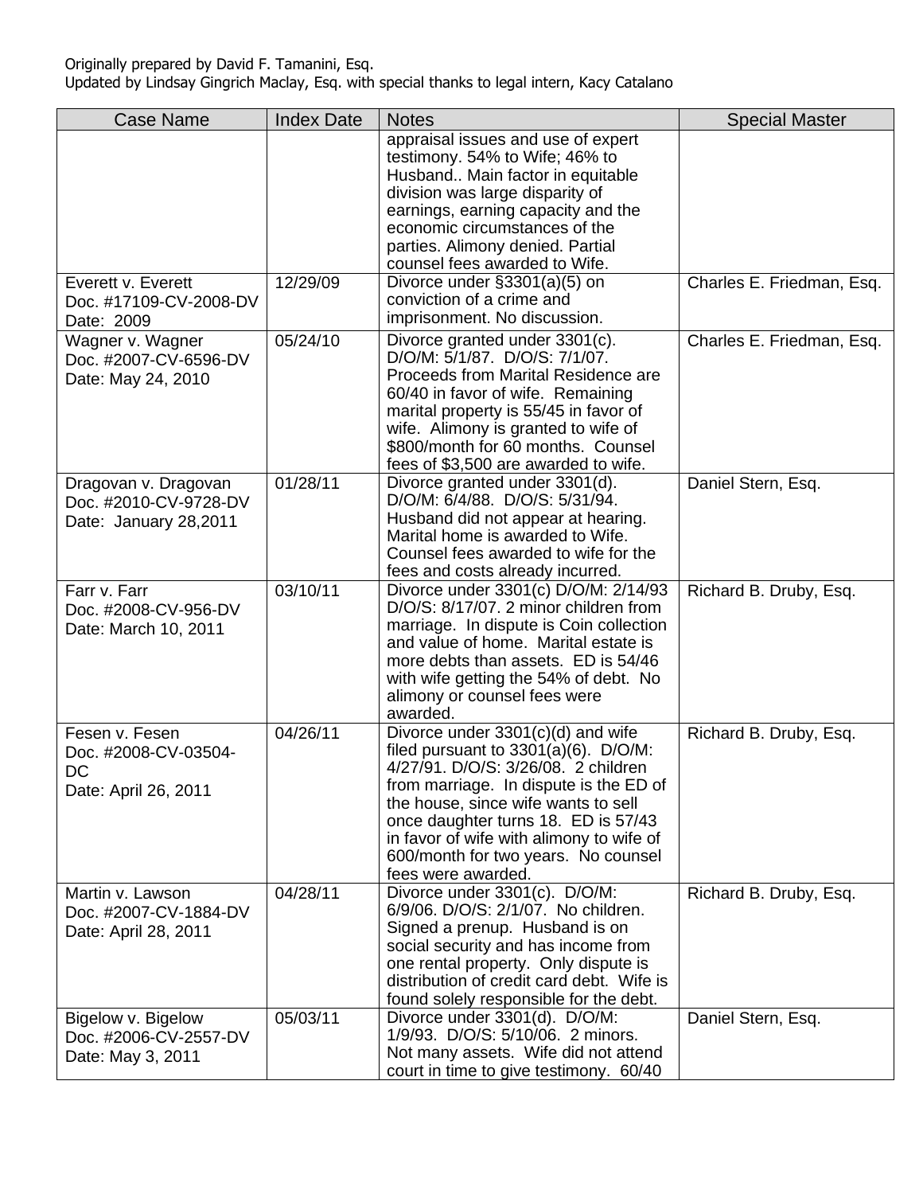Originally prepared by David F. Tamanini, Esq.
Updated by Lindsay Gingrich Maclay, Esq. with special thanks to legal intern, Kacy Catalano

| Case Name | Index Date | Notes | Special Master |
|---|---|---|---|
| | | appraisal issues and use of expert testimony. 54% to Wife; 46% to Husband.. Main factor in equitable division was large disparity of earnings, earning capacity and the economic circumstances of the parties. Alimony denied. Partial counsel fees awarded to Wife. | |
| Everett v. Everett<br>Doc. #17109-CV-2008-DV<br>Date: 2009 | 12/29/09 | Divorce under §3301(a)(5) on conviction of a crime and imprisonment. No discussion. | Charles E. Friedman, Esq. |
| Wagner v. Wagner<br>Doc. #2007-CV-6596-DV<br>Date: May 24, 2010 | 05/24/10 | Divorce granted under 3301(c). D/O/M: 5/1/87. D/O/S: 7/1/07. Proceeds from Marital Residence are 60/40 in favor of wife. Remaining marital property is 55/45 in favor of wife. Alimony is granted to wife of $800/month for 60 months. Counsel fees of $3,500 are awarded to wife. | Charles E. Friedman, Esq. |
| Dragovan v. Dragovan<br>Doc. #2010-CV-9728-DV<br>Date: January 28,2011 | 01/28/11 | Divorce granted under 3301(d). D/O/M: 6/4/88. D/O/S: 5/31/94. Husband did not appear at hearing. Marital home is awarded to Wife. Counsel fees awarded to wife for the fees and costs already incurred. | Daniel Stern, Esq. |
| Farr v. Farr<br>Doc. #2008-CV-956-DV<br>Date: March 10, 2011 | 03/10/11 | Divorce under 3301(c) D/O/M: 2/14/93 D/O/S: 8/17/07. 2 minor children from marriage. In dispute is Coin collection and value of home. Marital estate is more debts than assets. ED is 54/46 with wife getting the 54% of debt. No alimony or counsel fees were awarded. | Richard B. Druby, Esq. |
| Fesen v. Fesen<br>Doc. #2008-CV-03504-DC<br>Date: April 26, 2011 | 04/26/11 | Divorce under 3301(c)(d) and wife filed pursuant to 3301(a)(6). D/O/M: 4/27/91. D/O/S: 3/26/08. 2 children from marriage. In dispute is the ED of the house, since wife wants to sell once daughter turns 18. ED is 57/43 in favor of wife with alimony to wife of 600/month for two years. No counsel fees were awarded. | Richard B. Druby, Esq. |
| Martin v. Lawson<br>Doc. #2007-CV-1884-DV<br>Date: April 28, 2011 | 04/28/11 | Divorce under 3301(c). D/O/M: 6/9/06. D/O/S: 2/1/07. No children. Signed a prenup. Husband is on social security and has income from one rental property. Only dispute is distribution of credit card debt. Wife is found solely responsible for the debt. | Richard B. Druby, Esq. |
| Bigelow v. Bigelow<br>Doc. #2006-CV-2557-DV<br>Date: May 3, 2011 | 05/03/11 | Divorce under 3301(d). D/O/M: 1/9/93. D/O/S: 5/10/06. 2 minors. Not many assets. Wife did not attend court in time to give testimony. 60/40 | Daniel Stern, Esq. |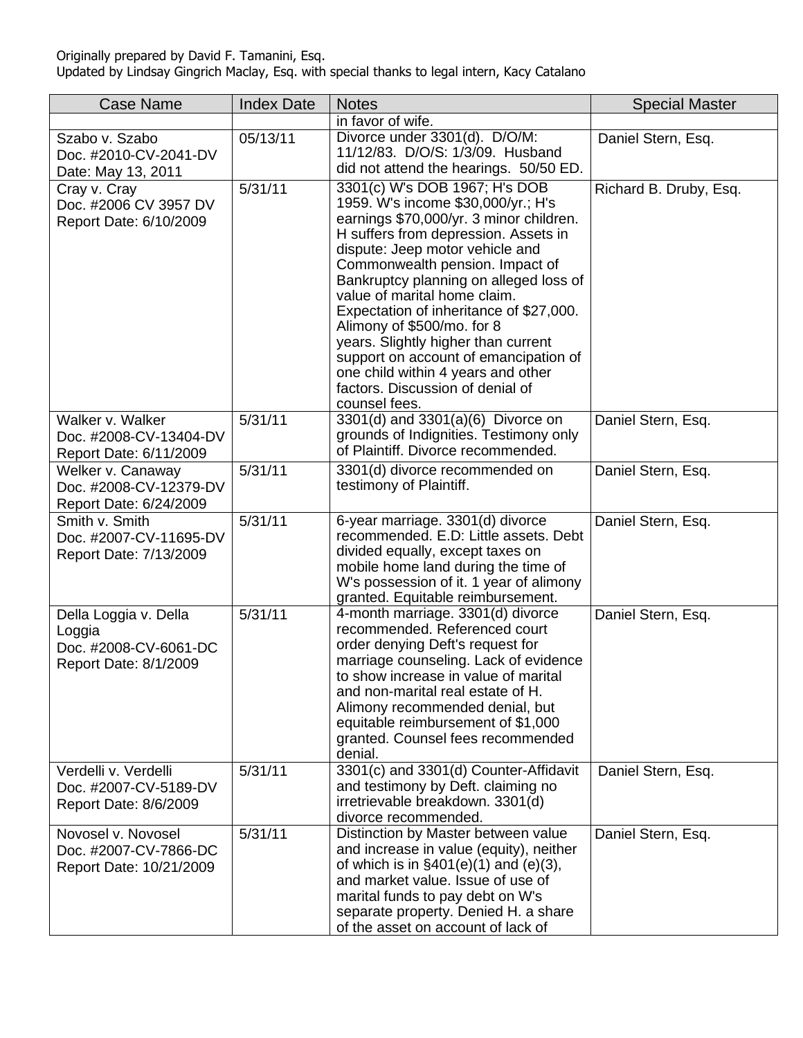Originally prepared by David F. Tamanini, Esq.
Updated by Lindsay Gingrich Maclay, Esq. with special thanks to legal intern, Kacy Catalano

| Case Name | Index Date | Notes | Special Master |
|---|---|---|---|
| | | in favor of wife. | |
| Szabo v. Szabo Doc. #2010-CV-2041-DV Date: May 13, 2011 | 05/13/11 | Divorce under 3301(d). D/O/M: 11/12/83. D/O/S: 1/3/09. Husband did not attend the hearings. 50/50 ED. | Daniel Stern, Esq. |
| Cray v. Cray Doc. #2006 CV 3957 DV Report Date: 6/10/2009 | 5/31/11 | 3301(c) W's DOB 1967; H's DOB 1959. W's income $30,000/yr.; H's earnings $70,000/yr. 3 minor children. H suffers from depression. Assets in dispute: Jeep motor vehicle and Commonwealth pension. Impact of Bankruptcy planning on alleged loss of value of marital home claim. Expectation of inheritance of $27,000. Alimony of $500/mo. for 8 years. Slightly higher than current support on account of emancipation of one child within 4 years and other factors. Discussion of denial of counsel fees. | Richard B. Druby, Esq. |
| Walker v. Walker Doc. #2008-CV-13404-DV Report Date: 6/11/2009 | 5/31/11 | 3301(d) and 3301(a)(6) Divorce on grounds of Indignities. Testimony only of Plaintiff. Divorce recommended. | Daniel Stern, Esq. |
| Welker v. Canaway Doc. #2008-CV-12379-DV Report Date: 6/24/2009 | 5/31/11 | 3301(d) divorce recommended on testimony of Plaintiff. | Daniel Stern, Esq. |
| Smith v. Smith Doc. #2007-CV-11695-DV Report Date: 7/13/2009 | 5/31/11 | 6-year marriage. 3301(d) divorce recommended. E.D: Little assets. Debt divided equally, except taxes on mobile home land during the time of W's possession of it. 1 year of alimony granted. Equitable reimbursement. | Daniel Stern, Esq. |
| Della Loggia v. Della Loggia Doc. #2008-CV-6061-DC Report Date: 8/1/2009 | 5/31/11 | 4-month marriage. 3301(d) divorce recommended. Referenced court order denying Deft's request for marriage counseling. Lack of evidence to show increase in value of marital and non-marital real estate of H. Alimony recommended denial, but equitable reimbursement of $1,000 granted. Counsel fees recommended denial. | Daniel Stern, Esq. |
| Verdelli v. Verdelli Doc. #2007-CV-5189-DV Report Date: 8/6/2009 | 5/31/11 | 3301(c) and 3301(d) Counter-Affidavit and testimony by Deft. claiming no irretrievable breakdown. 3301(d) divorce recommended. | Daniel Stern, Esq. |
| Novosel v. Novosel Doc. #2007-CV-7866-DC Report Date: 10/21/2009 | 5/31/11 | Distinction by Master between value and increase in value (equity), neither of which is in §401(e)(1) and (e)(3), and market value. Issue of use of marital funds to pay debt on W's separate property. Denied H. a share of the asset on account of lack of | Daniel Stern, Esq. |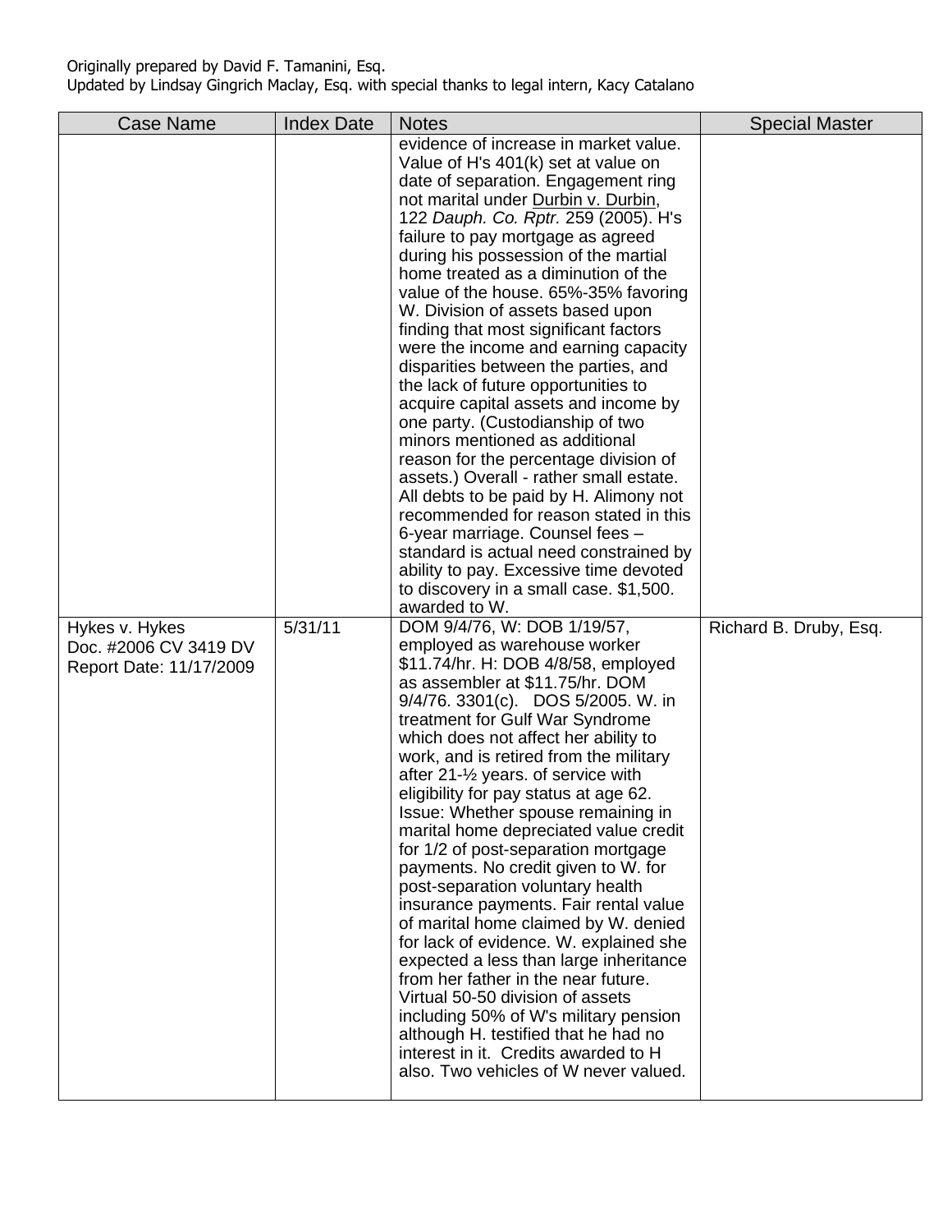Originally prepared by David F. Tamanini, Esq.
Updated by Lindsay Gingrich Maclay, Esq. with special thanks to legal intern, Kacy Catalano

| Case Name | Index Date | Notes | Special Master |
| --- | --- | --- | --- |
| | | evidence of increase in market value. Value of H's 401(k) set at value on date of separation. Engagement ring not marital under Durbin v. Durbin, 122 *Dauph. Co. Rptr.* 259 (2005). H's failure to pay mortgage as agreed during his possession of the martial home treated as a diminution of the value of the house. 65%-35% favoring W. Division of assets based upon finding that most significant factors were the income and earning capacity disparities between the parties, and the lack of future opportunities to acquire capital assets and income by one party. (Custodianship of two minors mentioned as additional reason for the percentage division of assets.) Overall - rather small estate. All debts to be paid by H. Alimony not recommended for reason stated in this 6-year marriage. Counsel fees – standard is actual need constrained by ability to pay. Excessive time devoted to discovery in a small case. $1,500. awarded to W. | |
| Hykes v. Hykes<br>Doc. #2006 CV 3419 DV<br>Report Date: 11/17/2009 | 5/31/11 | DOM 9/4/76, W: DOB 1/19/57, employed as warehouse worker $11.74/hr. H: DOB 4/8/58, employed as assembler at $11.75/hr. DOM 9/4/76. 3301(c). DOS 5/2005. W. in treatment for Gulf War Syndrome which does not affect her ability to work, and is retired from the military after 21-½ years. of service with eligibility for pay status at age 62. Issue: Whether spouse remaining in marital home depreciated value credit for 1/2 of post-separation mortgage payments. No credit given to W. for post-separation voluntary health insurance payments. Fair rental value of marital home claimed by W. denied for lack of evidence. W. explained she expected a less than large inheritance from her father in the near future. Virtual 50-50 division of assets including 50% of W's military pension although H. testified that he had no interest in it. Credits awarded to H also. Two vehicles of W never valued. | Richard B. Druby, Esq. |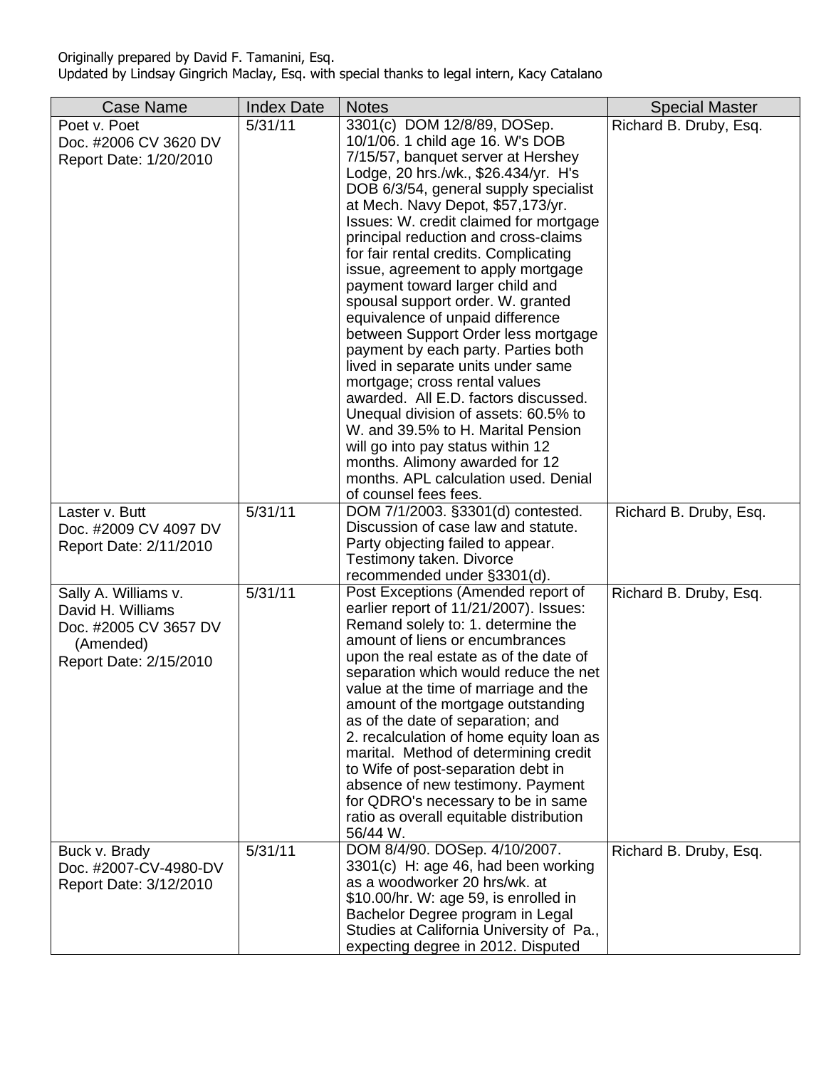Originally prepared by David F. Tamanini, Esq.
Updated by Lindsay Gingrich Maclay, Esq. with special thanks to legal intern, Kacy Catalano

| Case Name | Index Date | Notes | Special Master |
|---|---|---|---|
| Poet v. Poet<br>Doc. #2006 CV 3620 DV<br>Report Date: 1/20/2010 | 5/31/11 | 3301(c) DOM 12/8/89, DOSep. 10/1/06. 1 child age 16. W's DOB 7/15/57, banquet server at Hershey Lodge, 20 hrs./wk., $26.434/yr. H's DOB 6/3/54, general supply specialist at Mech. Navy Depot, $57,173/yr. Issues: W. credit claimed for mortgage principal reduction and cross-claims for fair rental credits. Complicating issue, agreement to apply mortgage payment toward larger child and spousal support order. W. granted equivalence of unpaid difference between Support Order less mortgage payment by each party. Parties both lived in separate units under same mortgage; cross rental values awarded. All E.D. factors discussed. Unequal division of assets: 60.5% to W. and 39.5% to H. Marital Pension will go into pay status within 12 months. Alimony awarded for 12 months. APL calculation used. Denial of counsel fees fees. | Richard B. Druby, Esq. |
| Laster v. Butt<br>Doc. #2009 CV 4097 DV<br>Report Date: 2/11/2010 | 5/31/11 | DOM 7/1/2003. §3301(d) contested. Discussion of case law and statute. Party objecting failed to appear. Testimony taken. Divorce recommended under §3301(d). | Richard B. Druby, Esq. |
| Sally A. Williams v. David H. Williams<br>Doc. #2005 CV 3657 DV (Amended)<br>Report Date: 2/15/2010 | 5/31/11 | Post Exceptions (Amended report of earlier report of 11/21/2007). Issues: Remand solely to: 1. determine the amount of liens or encumbrances upon the real estate as of the date of separation which would reduce the net value at the time of marriage and the amount of the mortgage outstanding as of the date of separation; and 2. recalculation of home equity loan as marital. Method of determining credit to Wife of post-separation debt in absence of new testimony. Payment for QDRO's necessary to be in same ratio as overall equitable distribution 56/44 W. | Richard B. Druby, Esq. |
| Buck v. Brady<br>Doc. #2007-CV-4980-DV<br>Report Date: 3/12/2010 | 5/31/11 | DOM 8/4/90. DOSep. 4/10/2007. 3301(c) H: age 46, had been working as a woodworker 20 hrs/wk. at $10.00/hr. W: age 59, is enrolled in Bachelor Degree program in Legal Studies at California University of Pa., expecting degree in 2012. Disputed | Richard B. Druby, Esq. |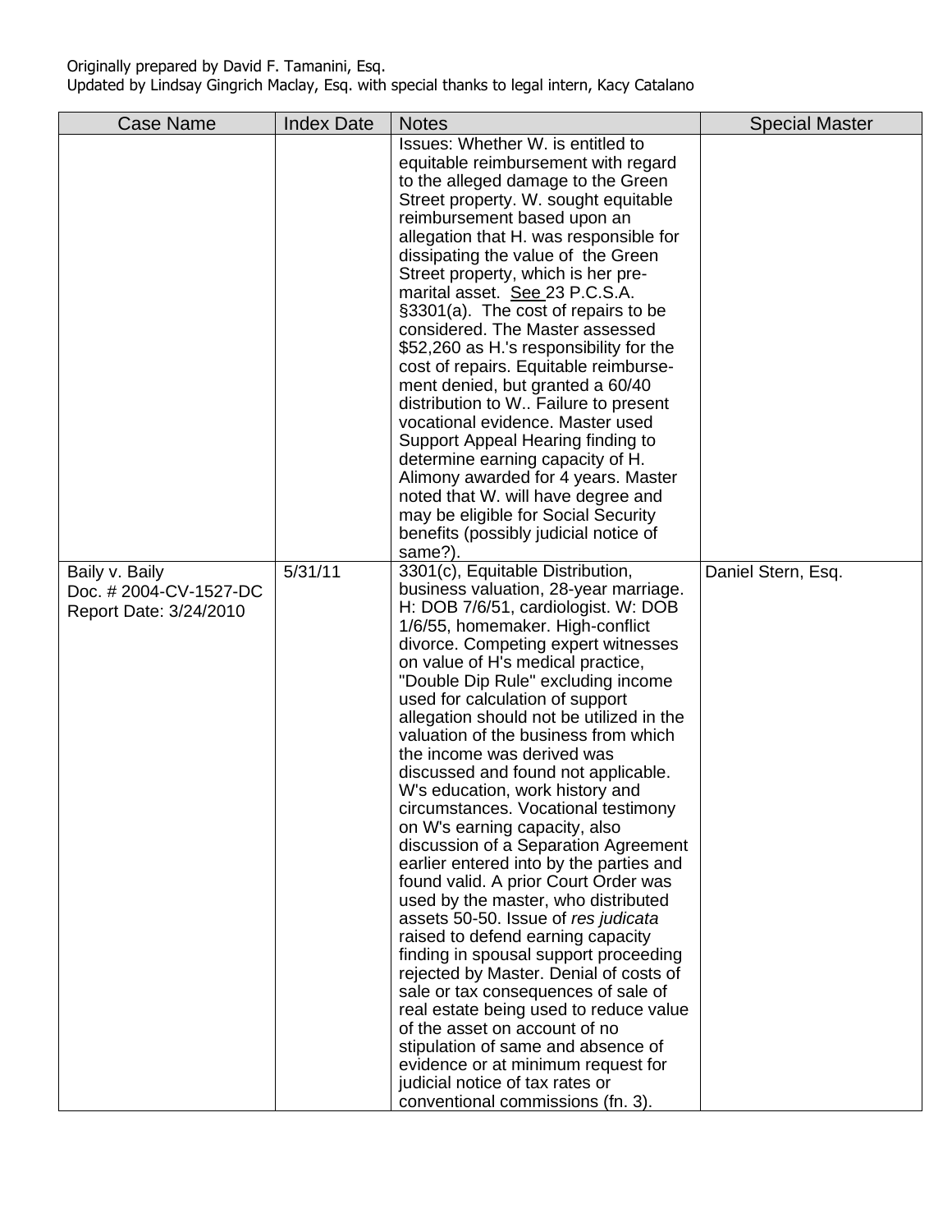Originally prepared by David F. Tamanini, Esq.
Updated by Lindsay Gingrich Maclay, Esq. with special thanks to legal intern, Kacy Catalano

| Case Name | Index Date | Notes | Special Master |
|---|---|---|---|
| | | Issues: Whether W. is entitled to equitable reimbursement with regard to the alleged damage to the Green Street property. W. sought equitable reimbursement based upon an allegation that H. was responsible for dissipating the value of the Green Street property, which is her pre-marital asset. See 23 P.C.S.A. §3301(a). The cost of repairs to be considered. The Master assessed $52,260 as H.'s responsibility for the cost of repairs. Equitable reimbursement denied, but granted a 60/40 distribution to W.. Failure to present vocational evidence. Master used Support Appeal Hearing finding to determine earning capacity of H. Alimony awarded for 4 years. Master noted that W. will have degree and may be eligible for Social Security benefits (possibly judicial notice of same?). | |
| Baily v. Baily<br>Doc. # 2004-CV-1527-DC<br>Report Date: 3/24/2010 | 5/31/11 | 3301(c), Equitable Distribution, business valuation, 28-year marriage. H: DOB 7/6/51, cardiologist. W: DOB 1/6/55, homemaker. High-conflict divorce. Competing expert witnesses on value of H's medical practice, "Double Dip Rule" excluding income used for calculation of support allegation should not be utilized in the valuation of the business from which the income was derived was discussed and found not applicable. W's education, work history and circumstances. Vocational testimony on W's earning capacity, also discussion of a Separation Agreement earlier entered into by the parties and found valid. A prior Court Order was used by the master, who distributed assets 50-50. Issue of *res judicata* raised to defend earning capacity finding in spousal support proceeding rejected by Master. Denial of costs of sale or tax consequences of sale of real estate being used to reduce value of the asset on account of no stipulation of same and absence of evidence or at minimum request for judicial notice of tax rates or conventional commissions (fn. 3). | Daniel Stern, Esq. |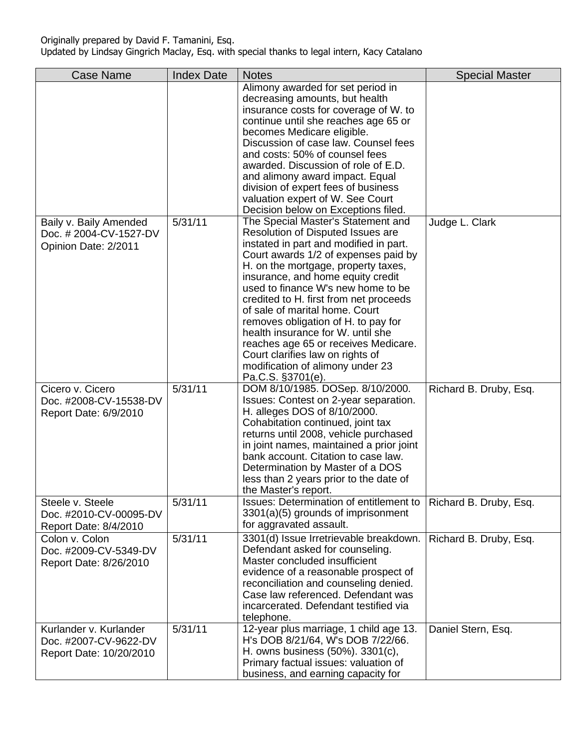Originally prepared by David F. Tamanini, Esq.
Updated by Lindsay Gingrich Maclay, Esq. with special thanks to legal intern, Kacy Catalano

| Case Name | Index Date | Notes | Special Master |
|---|---|---|---|
| | | Alimony awarded for set period in decreasing amounts, but health insurance costs for coverage of W. to continue until she reaches age 65 or becomes Medicare eligible. Discussion of case law. Counsel fees and costs: 50% of counsel fees awarded. Discussion of role of E.D. and alimony award impact. Equal division of expert fees of business valuation expert of W. See Court Decision below on Exceptions filed. | |
| Baily v. Baily Amended Doc. # 2004-CV-1527-DV Opinion Date: 2/2011 | 5/31/11 | The Special Master's Statement and Resolution of Disputed Issues are instated in part and modified in part. Court awards 1/2 of expenses paid by H. on the mortgage, property taxes, insurance, and home equity credit used to finance W's new home to be credited to H. first from net proceeds of sale of marital home. Court removes obligation of H. to pay for health insurance for W. until she reaches age 65 or receives Medicare. Court clarifies law on rights of modification of alimony under 23 Pa.C.S. §3701(e). | Judge L. Clark |
| Cicero v. Cicero Doc. #2008-CV-15538-DV Report Date: 6/9/2010 | 5/31/11 | DOM 8/10/1985. DOSep. 8/10/2000. Issues: Contest on 2-year separation. H. alleges DOS of 8/10/2000. Cohabitation continued, joint tax returns until 2008, vehicle purchased in joint names, maintained a prior joint bank account. Citation to case law. Determination by Master of a DOS less than 2 years prior to the date of the Master's report. | Richard B. Druby, Esq. |
| Steele v. Steele Doc. #2010-CV-00095-DV Report Date: 8/4/2010 | 5/31/11 | Issues: Determination of entitlement to 3301(a)(5) grounds of imprisonment for aggravated assault. | Richard B. Druby, Esq. |
| Colon v. Colon Doc. #2009-CV-5349-DV Report Date: 8/26/2010 | 5/31/11 | 3301(d) Issue Irretrievable breakdown. Defendant asked for counseling. Master concluded insufficient evidence of a reasonable prospect of reconciliation and counseling denied. Case law referenced. Defendant was incarcerated. Defendant testified via telephone. | Richard B. Druby, Esq. |
| Kurlander v. Kurlander Doc. #2007-CV-9622-DV Report Date: 10/20/2010 | 5/31/11 | 12-year plus marriage, 1 child age 13. H's DOB 8/21/64, W's DOB 7/22/66. H. owns business (50%). 3301(c), Primary factual issues: valuation of business, and earning capacity for | Daniel Stern, Esq. |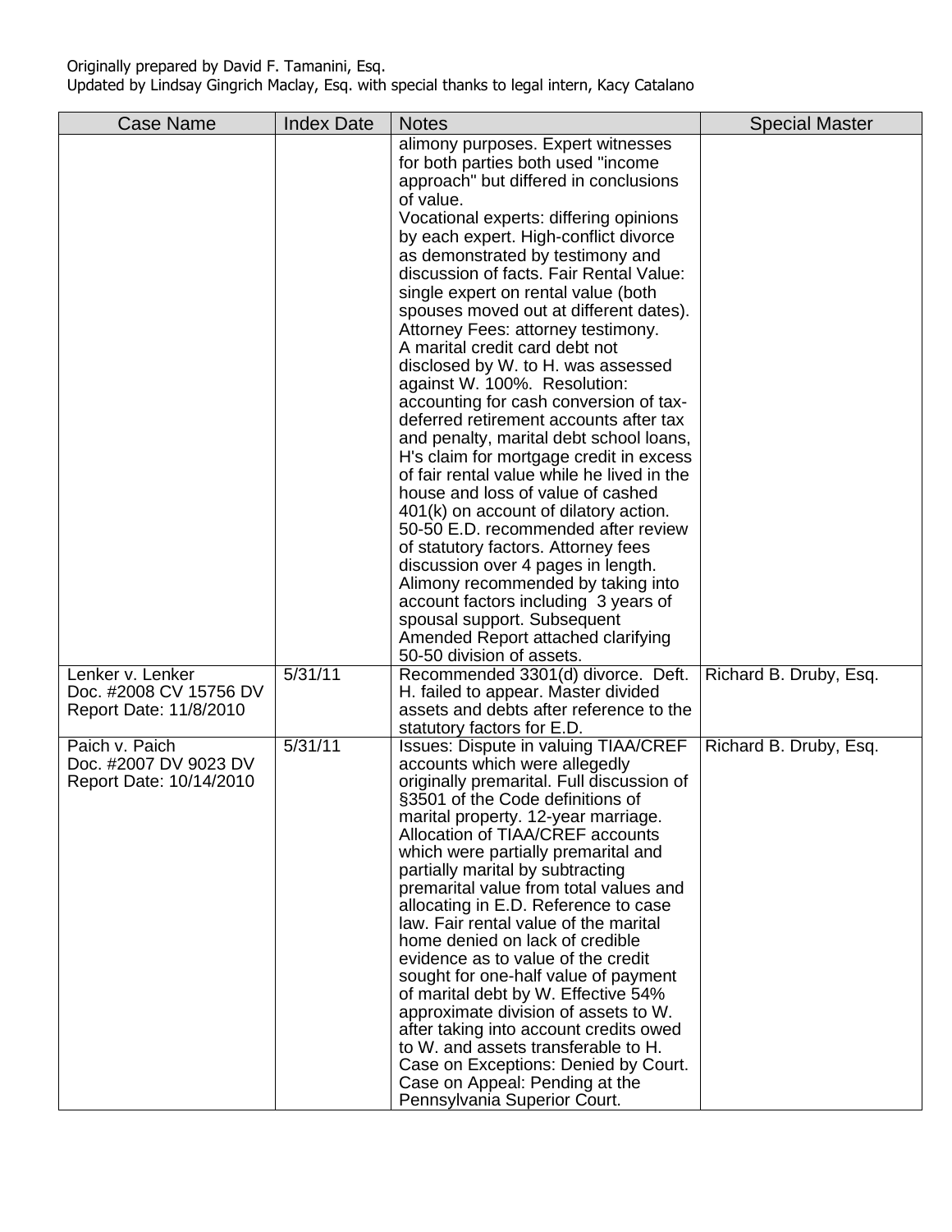Originally prepared by David F. Tamanini, Esq.
Updated by Lindsay Gingrich Maclay, Esq. with special thanks to legal intern, Kacy Catalano

| Case Name | Index Date | Notes | Special Master |
|---|---|---|---|
| | | alimony purposes. Expert witnesses for both parties both used "income approach" but differed in conclusions of value. Vocational experts: differing opinions by each expert. High-conflict divorce as demonstrated by testimony and discussion of facts. Fair Rental Value: single expert on rental value (both spouses moved out at different dates). Attorney Fees: attorney testimony. A marital credit card debt not disclosed by W. to H. was assessed against W. 100%. Resolution: accounting for cash conversion of tax-deferred retirement accounts after tax and penalty, marital debt school loans, H's claim for mortgage credit in excess of fair rental value while he lived in the house and loss of value of cashed 401(k) on account of dilatory action. 50-50 E.D. recommended after review of statutory factors. Attorney fees discussion over 4 pages in length. Alimony recommended by taking into account factors including 3 years of spousal support. Subsequent Amended Report attached clarifying 50-50 division of assets. | |
| Lenker v. Lenker<br>Doc. #2008 CV 15756 DV<br>Report Date: 11/8/2010 | 5/31/11 | Recommended 3301(d) divorce. Deft. H. failed to appear. Master divided assets and debts after reference to the statutory factors for E.D. | Richard B. Druby, Esq. |
| Paich v. Paich<br>Doc. #2007 DV 9023 DV<br>Report Date: 10/14/2010 | 5/31/11 | Issues: Dispute in valuing TIAA/CREF accounts which were allegedly originally premarital. Full discussion of §3501 of the Code definitions of marital property. 12-year marriage. Allocation of TIAA/CREF accounts which were partially premarital and partially marital by subtracting premarital value from total values and allocating in E.D. Reference to case law. Fair rental value of the marital home denied on lack of credible evidence as to value of the credit sought for one-half value of payment of marital debt by W. Effective 54% approximate division of assets to W. after taking into account credits owed to W. and assets transferable to H. Case on Exceptions: Denied by Court. Case on Appeal: Pending at the Pennsylvania Superior Court. | Richard B. Druby, Esq. |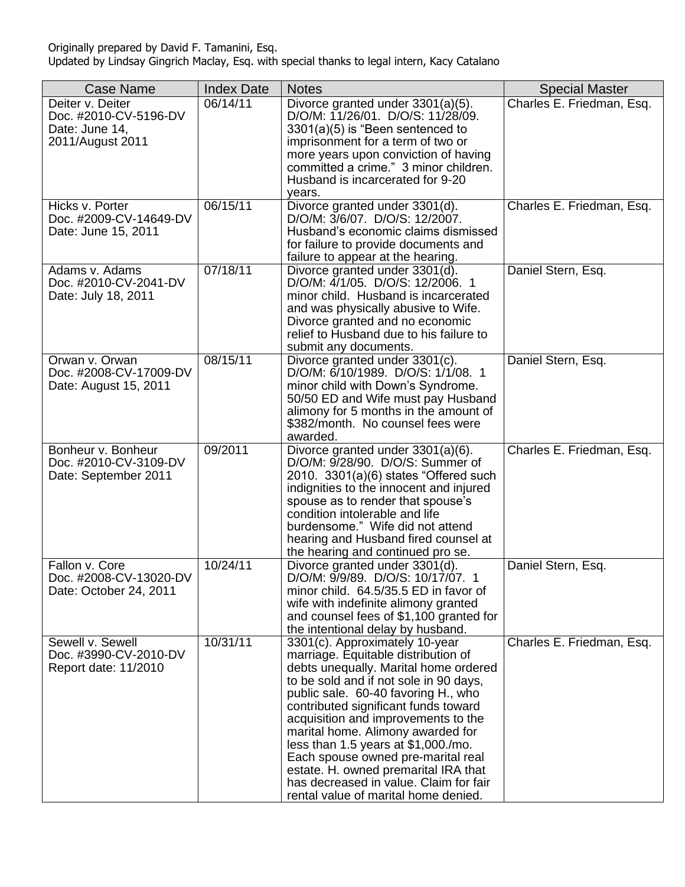Originally prepared by David F. Tamanini, Esq.
Updated by Lindsay Gingrich Maclay, Esq. with special thanks to legal intern, Kacy Catalano

| Case Name | Index Date | Notes | Special Master |
|---|---|---|---|
| Deiter v. Deiter<br>Doc. #2010-CV-5196-DV<br>Date: June 14, 2011/August 2011 | 06/14/11 | Divorce granted under 3301(a)(5). D/O/M: 11/26/01. D/O/S: 11/28/09. 3301(a)(5) is "Been sentenced to imprisonment for a term of two or more years upon conviction of having committed a crime." 3 minor children. Husband is incarcerated for 9-20 years. | Charles E. Friedman, Esq. |
| Hicks v. Porter<br>Doc. #2009-CV-14649-DV<br>Date: June 15, 2011 | 06/15/11 | Divorce granted under 3301(d). D/O/M: 3/6/07. D/O/S: 12/2007. Husband's economic claims dismissed for failure to provide documents and failure to appear at the hearing. | Charles E. Friedman, Esq. |
| Adams v. Adams<br>Doc. #2010-CV-2041-DV<br>Date: July 18, 2011 | 07/18/11 | Divorce granted under 3301(d). D/O/M: 4/1/05. D/O/S: 12/2006. 1 minor child. Husband is incarcerated and was physically abusive to Wife. Divorce granted and no economic relief to Husband due to his failure to submit any documents. | Daniel Stern, Esq. |
| Orwan v. Orwan<br>Doc. #2008-CV-17009-DV<br>Date: August 15, 2011 | 08/15/11 | Divorce granted under 3301(c). D/O/M: 6/10/1989. D/O/S: 1/1/08. 1 minor child with Down's Syndrome. 50/50 ED and Wife must pay Husband alimony for 5 months in the amount of $382/month. No counsel fees were awarded. | Daniel Stern, Esq. |
| Bonheur v. Bonheur<br>Doc. #2010-CV-3109-DV<br>Date: September 2011 | 09/2011 | Divorce granted under 3301(a)(6). D/O/M: 9/28/90. D/O/S: Summer of 2010. 3301(a)(6) states "Offered such indignities to the innocent and injured spouse as to render that spouse's condition intolerable and life burdensome." Wife did not attend hearing and Husband fired counsel at the hearing and continued pro se. | Charles E. Friedman, Esq. |
| Fallon v. Core<br>Doc. #2008-CV-13020-DV<br>Date: October 24, 2011 | 10/24/11 | Divorce granted under 3301(d). D/O/M: 9/9/89. D/O/S: 10/17/07. 1 minor child. 64.5/35.5 ED in favor of wife with indefinite alimony granted and counsel fees of $1,100 granted for the intentional delay by husband. | Daniel Stern, Esq. |
| Sewell v. Sewell<br>Doc. #3990-CV-2010-DV<br>Report date: 11/2010 | 10/31/11 | 3301(c). Approximately 10-year marriage. Equitable distribution of debts unequally. Marital home ordered to be sold and if not sole in 90 days, public sale. 60-40 favoring H., who contributed significant funds toward acquisition and improvements to the marital home. Alimony awarded for less than 1.5 years at $1,000./mo. Each spouse owned pre-marital real estate. H. owned premarital IRA that has decreased in value. Claim for fair rental value of marital home denied. | Charles E. Friedman, Esq. |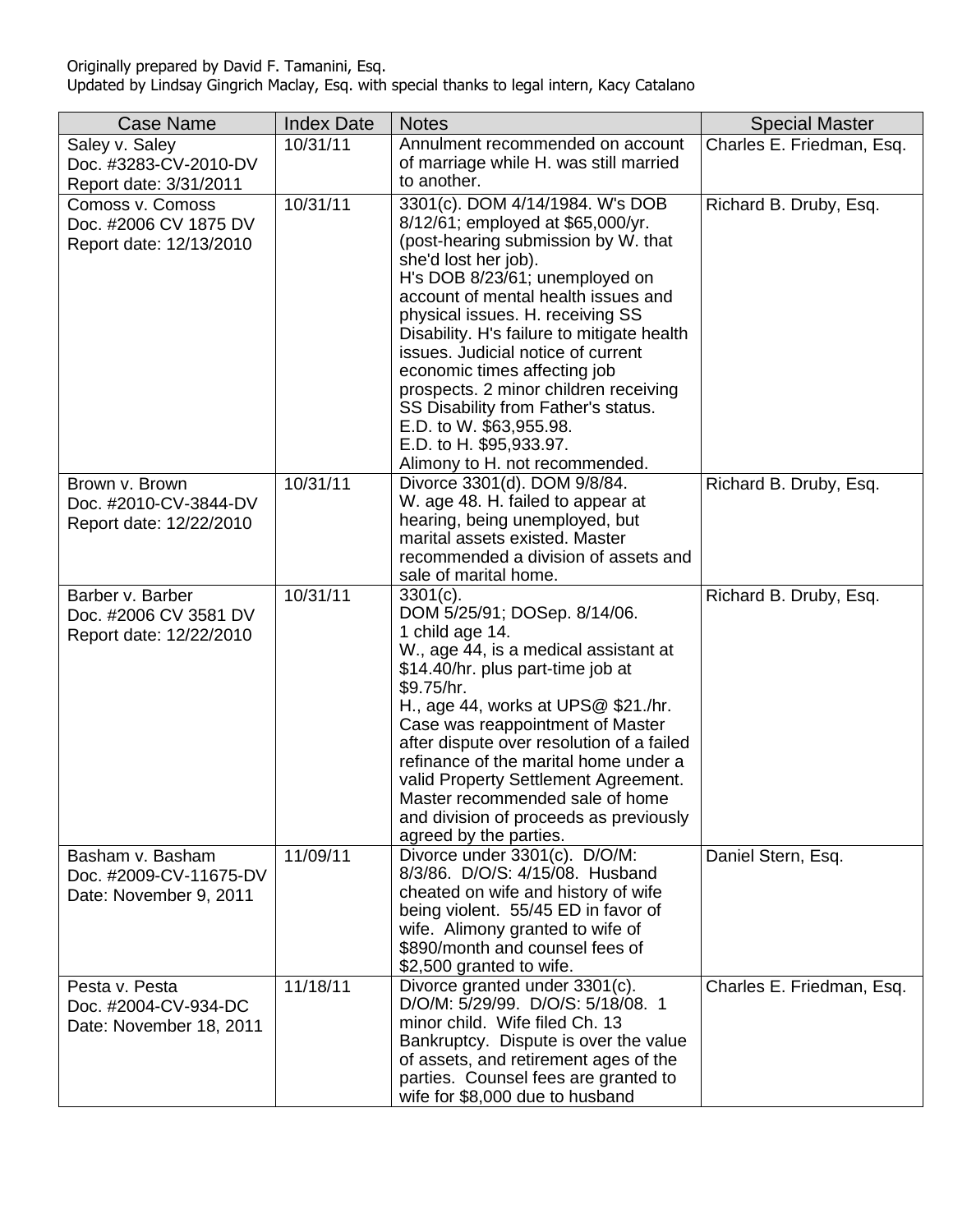Originally prepared by David F. Tamanini, Esq.
Updated by Lindsay Gingrich Maclay, Esq. with special thanks to legal intern, Kacy Catalano

| Case Name | Index Date | Notes | Special Master |
|---|---|---|---|
| Saley v. Saley<br>Doc. #3283-CV-2010-DV<br>Report date: 3/31/2011 | 10/31/11 | Annulment recommended on account of marriage while H. was still married to another. | Charles E. Friedman, Esq. |
| Comoss v. Comoss<br>Doc. #2006 CV 1875 DV<br>Report date: 12/13/2010 | 10/31/11 | 3301(c). DOM 4/14/1984. W's DOB 8/12/61; employed at $65,000/yr. (post-hearing submission by W. that she'd lost her job).<br>H's DOB 8/23/61; unemployed on account of mental health issues and physical issues. H. receiving SS Disability. H's failure to mitigate health issues. Judicial notice of current economic times affecting job prospects. 2 minor children receiving SS Disability from Father's status.<br>E.D. to W. $63,955.98.<br>E.D. to H. $95,933.97.<br>Alimony to H. not recommended. | Richard B. Druby, Esq. |
| Brown v. Brown<br>Doc. #2010-CV-3844-DV<br>Report date: 12/22/2010 | 10/31/11 | Divorce 3301(d). DOM 9/8/84.<br>W. age 48. H. failed to appear at hearing, being unemployed, but marital assets existed. Master recommended a division of assets and sale of marital home. | Richard B. Druby, Esq. |
| Barber v. Barber<br>Doc. #2006 CV 3581 DV<br>Report date: 12/22/2010 | 10/31/11 | 3301(c).<br>DOM 5/25/91; DOSep. 8/14/06.<br>1 child age 14.<br>W., age 44, is a medical assistant at $14.40/hr. plus part-time job at $9.75/hr.<br>H., age 44, works at UPS@ $21./hr.<br>Case was reappointment of Master after dispute over resolution of a failed refinance of the marital home under a valid Property Settlement Agreement. Master recommended sale of home and division of proceeds as previously agreed by the parties. | Richard B. Druby, Esq. |
| Basham v. Basham<br>Doc. #2009-CV-11675-DV<br>Date: November 9, 2011 | 11/09/11 | Divorce under 3301(c). D/O/M: 8/3/86. D/O/S: 4/15/08. Husband cheated on wife and history of wife being violent. 55/45 ED in favor of wife. Alimony granted to wife of $890/month and counsel fees of $2,500 granted to wife. | Daniel Stern, Esq. |
| Pesta v. Pesta<br>Doc. #2004-CV-934-DC<br>Date: November 18, 2011 | 11/18/11 | Divorce granted under 3301(c). D/O/M: 5/29/99. D/O/S: 5/18/08. 1 minor child. Wife filed Ch. 13 Bankruptcy. Dispute is over the value of assets, and retirement ages of the parties. Counsel fees are granted to wife for $8,000 due to husband | Charles E. Friedman, Esq. |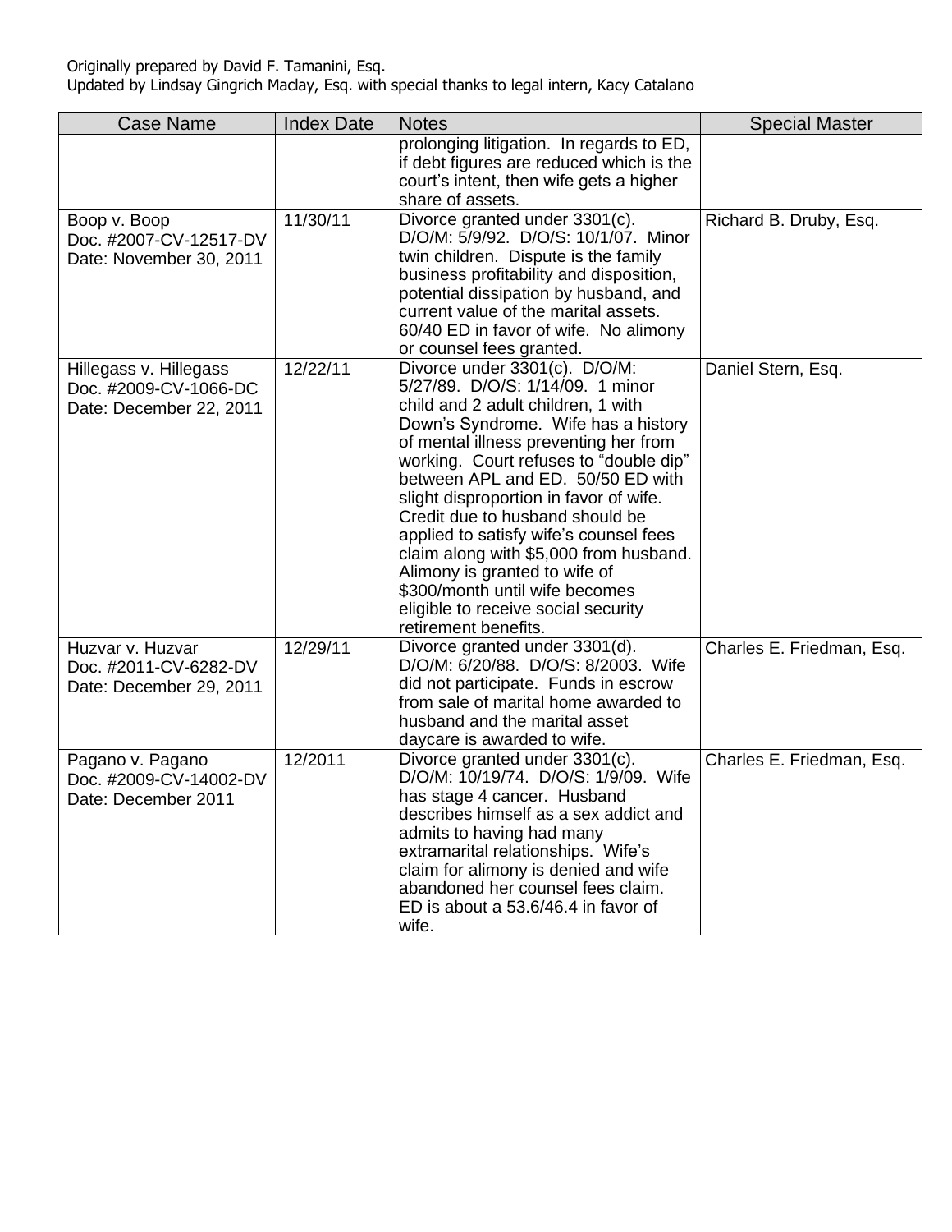Originally prepared by David F. Tamanini, Esq.
Updated by Lindsay Gingrich Maclay, Esq. with special thanks to legal intern, Kacy Catalano

| Case Name | Index Date | Notes | Special Master |
|---|---|---|---|
| | | prolonging litigation. In regards to ED, if debt figures are reduced which is the court's intent, then wife gets a higher share of assets. | |
| Boop v. Boop<br>Doc. #2007-CV-12517-DV<br>Date: November 30, 2011 | 11/30/11 | Divorce granted under 3301(c). D/O/M: 5/9/92. D/O/S: 10/1/07. Minor twin children. Dispute is the family business profitability and disposition, potential dissipation by husband, and current value of the marital assets. 60/40 ED in favor of wife. No alimony or counsel fees granted. | Richard B. Druby, Esq. |
| Hillegass v. Hillegass<br>Doc. #2009-CV-1066-DC<br>Date: December 22, 2011 | 12/22/11 | Divorce under 3301(c). D/O/M: 5/27/89. D/O/S: 1/14/09. 1 minor child and 2 adult children, 1 with Down's Syndrome. Wife has a history of mental illness preventing her from working. Court refuses to "double dip" between APL and ED. 50/50 ED with slight disproportion in favor of wife. Credit due to husband should be applied to satisfy wife's counsel fees claim along with $5,000 from husband. Alimony is granted to wife of $300/month until wife becomes eligible to receive social security retirement benefits. | Daniel Stern, Esq. |
| Huzvar v. Huzvar<br>Doc. #2011-CV-6282-DV<br>Date: December 29, 2011 | 12/29/11 | Divorce granted under 3301(d). D/O/M: 6/20/88. D/O/S: 8/2003. Wife did not participate. Funds in escrow from sale of marital home awarded to husband and the marital asset daycare is awarded to wife. | Charles E. Friedman, Esq. |
| Pagano v. Pagano<br>Doc. #2009-CV-14002-DV<br>Date: December 2011 | 12/2011 | Divorce granted under 3301(c). D/O/M: 10/19/74. D/O/S: 1/9/09. Wife has stage 4 cancer. Husband describes himself as a sex addict and admits to having had many extramarital relationships. Wife's claim for alimony is denied and wife abandoned her counsel fees claim. ED is about a 53.6/46.4 in favor of wife. | Charles E. Friedman, Esq. |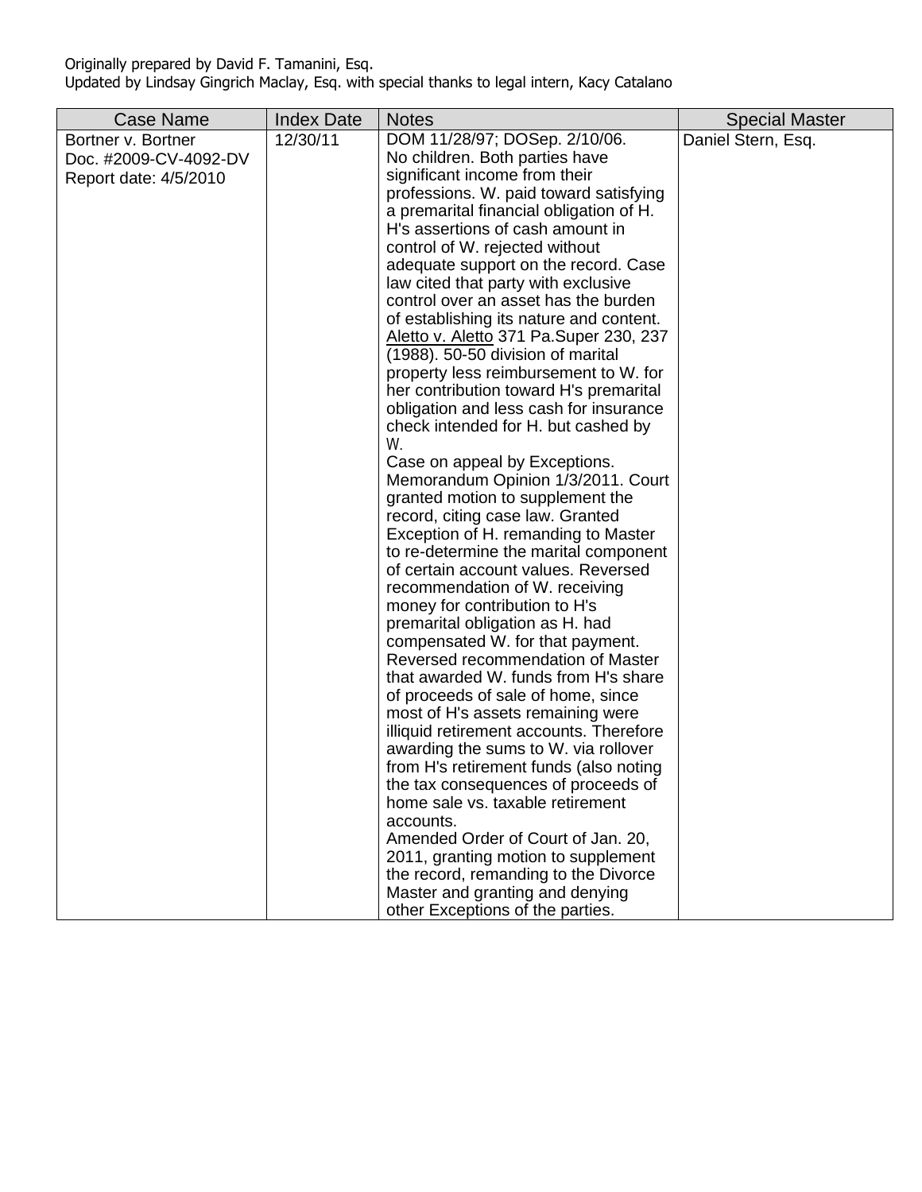Originally prepared by David F. Tamanini, Esq.
Updated by Lindsay Gingrich Maclay, Esq. with special thanks to legal intern, Kacy Catalano

| Case Name | Index Date | Notes | Special Master |
|---|---|---|---|
| Bortner v. Bortner<br>Doc. #2009-CV-4092-DV<br>Report date: 4/5/2010 | 12/30/11 | DOM 11/28/97; DOSep. 2/10/06. No children. Both parties have significant income from their professions. W. paid toward satisfying a premarital financial obligation of H. H's assertions of cash amount in control of W. rejected without adequate support on the record. Case law cited that party with exclusive control over an asset has the burden of establishing its nature and content. Aletto v. Aletto 371 Pa.Super 230, 237 (1988). 50-50 division of marital property less reimbursement to W. for her contribution toward H's premarital obligation and less cash for insurance check intended for H. but cashed by W.<br>Case on appeal by Exceptions. Memorandum Opinion 1/3/2011. Court granted motion to supplement the record, citing case law. Granted Exception of H. remanding to Master to re-determine the marital component of certain account values. Reversed recommendation of W. receiving money for contribution to H's premarital obligation as H. had compensated W. for that payment. Reversed recommendation of Master that awarded W. funds from H's share of proceeds of sale of home, since most of H's assets remaining were illiquid retirement accounts. Therefore awarding the sums to W. via rollover from H's retirement funds (also noting the tax consequences of proceeds of home sale vs. taxable retirement accounts.<br>Amended Order of Court of Jan. 20, 2011, granting motion to supplement the record, remanding to the Divorce Master and granting and denying other Exceptions of the parties. | Daniel Stern, Esq. |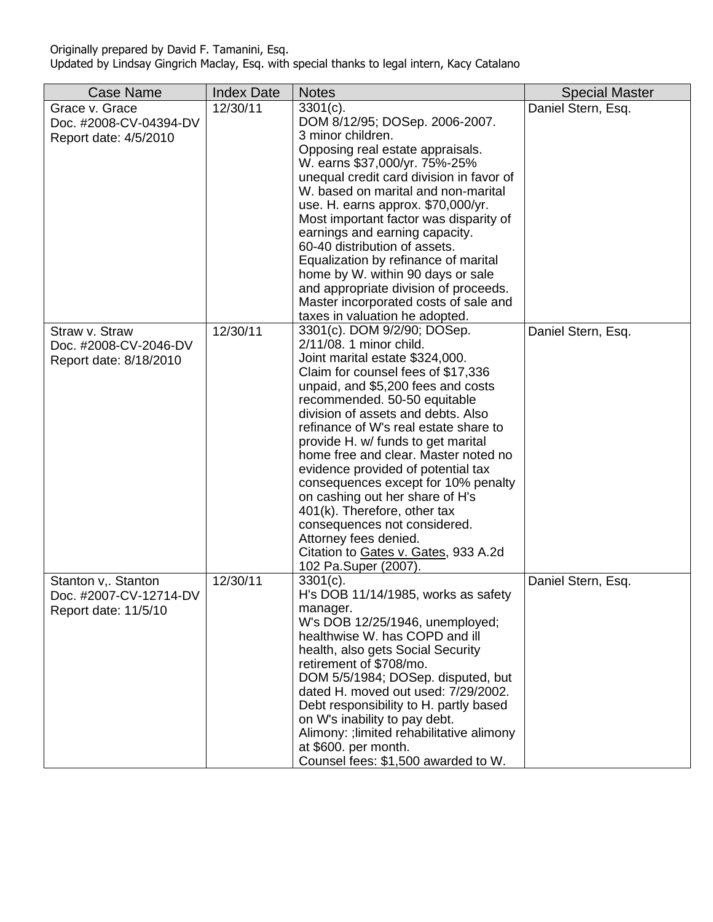Originally prepared by David F. Tamanini, Esq.
Updated by Lindsay Gingrich Maclay, Esq. with special thanks to legal intern, Kacy Catalano

| Case Name | Index Date | Notes | Special Master |
| --- | --- | --- | --- |
| Grace v. Grace<br>Doc. #2008-CV-04394-DV<br>Report date: 4/5/2010 | 12/30/11 | 3301(c).<br>DOM 8/12/95; DOSep. 2006-2007.<br>3 minor children.<br>Opposing real estate appraisals.<br>W. earns $37,000/yr. 75%-25% unequal credit card division in favor of W. based on marital and non-marital use. H. earns approx. $70,000/yr.<br>Most important factor was disparity of earnings and earning capacity.<br>60-40 distribution of assets.<br>Equalization by refinance of marital home by W. within 90 days or sale and appropriate division of proceeds.<br>Master incorporated costs of sale and taxes in valuation he adopted. | Daniel Stern, Esq. |
| Straw v. Straw<br>Doc. #2008-CV-2046-DV<br>Report date: 8/18/2010 | 12/30/11 | 3301(c). DOM 9/2/90; DOSep. 2/11/08. 1 minor child.<br>Joint marital estate $324,000.<br>Claim for counsel fees of $17,336 unpaid, and $5,200 fees and costs recommended. 50-50 equitable division of assets and debts. Also refinance of W's real estate share to provide H. w/ funds to get marital home free and clear. Master noted no evidence provided of potential tax consequences except for 10% penalty on cashing out her share of H's 401(k). Therefore, other tax consequences not considered.<br>Attorney fees denied.<br>Citation to Gates v. Gates, 933 A.2d 102 Pa.Super (2007). | Daniel Stern, Esq. |
| Stanton v,. Stanton<br>Doc. #2007-CV-12714-DV<br>Report date: 11/5/10 | 12/30/11 | 3301(c).<br>H's DOB 11/14/1985, works as safety manager.<br>W's DOB 12/25/1946, unemployed; healthwise W. has COPD and ill health, also gets Social Security retirement of $708/mo.<br>DOM 5/5/1984; DOSep. disputed, but dated H. moved out used: 7/29/2002.<br>Debt responsibility to H. partly based on W's inability to pay debt.<br>Alimony: ;limited rehabilitative alimony at $600. per month.<br>Counsel fees: $1,500 awarded to W. | Daniel Stern, Esq. |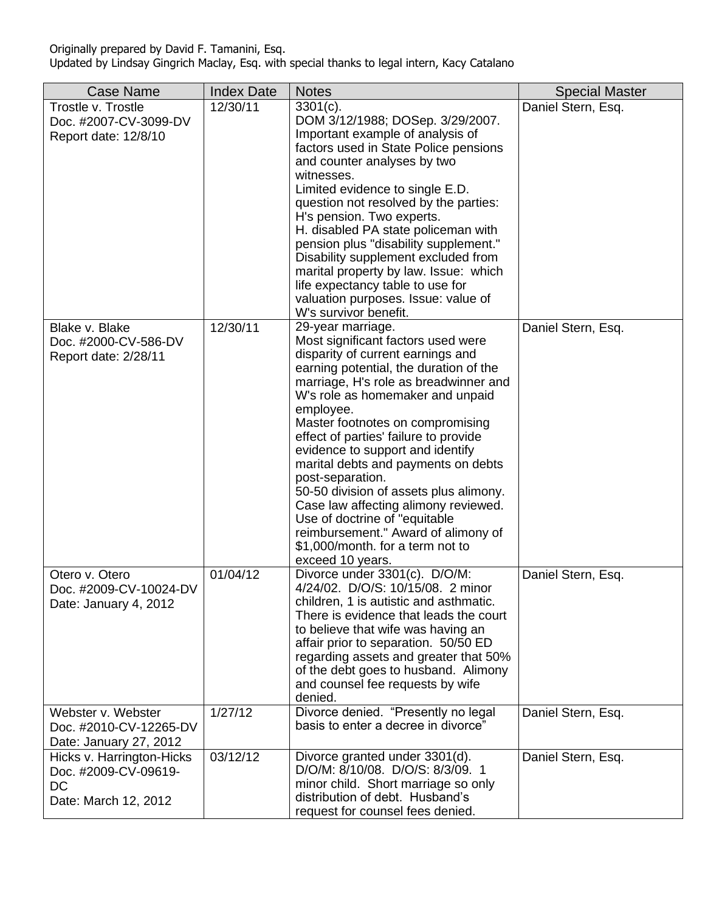Originally prepared by David F. Tamanini, Esq.
Updated by Lindsay Gingrich Maclay, Esq. with special thanks to legal intern, Kacy Catalano

| Case Name | Index Date | Notes | Special Master |
|---|---|---|---|
| Trostle v. Trostle<br>Doc. #2007-CV-3099-DV<br>Report date: 12/8/10 | 12/30/11 | 3301(c).<br>DOM 3/12/1988; DOSep. 3/29/2007.<br>Important example of analysis of factors used in State Police pensions and counter analyses by two witnesses.<br>Limited evidence to single E.D. question not resolved by the parties: H's pension. Two experts.<br>H. disabled PA state policeman with pension plus "disability supplement." Disability supplement excluded from marital property by law. Issue: which life expectancy table to use for valuation purposes. Issue: value of W's survivor benefit. | Daniel Stern, Esq. |
| Blake v. Blake<br>Doc. #2000-CV-586-DV<br>Report date: 2/28/11 | 12/30/11 | 29-year marriage.<br>Most significant factors used were disparity of current earnings and earning potential, the duration of the marriage, H's role as breadwinner and W's role as homemaker and unpaid employee.<br>Master footnotes on compromising effect of parties' failure to provide evidence to support and identify marital debts and payments on debts post-separation.<br>50-50 division of assets plus alimony. Case law affecting alimony reviewed. Use of doctrine of "equitable reimbursement." Award of alimony of $1,000/month. for a term not to exceed 10 years. | Daniel Stern, Esq. |
| Otero v. Otero<br>Doc. #2009-CV-10024-DV<br>Date: January 4, 2012 | 01/04/12 | Divorce under 3301(c). D/O/M: 4/24/02. D/O/S: 10/15/08. 2 minor children, 1 is autistic and asthmatic. There is evidence that leads the court to believe that wife was having an affair prior to separation. 50/50 ED regarding assets and greater that 50% of the debt goes to husband. Alimony and counsel fee requests by wife denied. | Daniel Stern, Esq. |
| Webster v. Webster<br>Doc. #2010-CV-12265-DV<br>Date: January 27, 2012 | 1/27/12 | Divorce denied. "Presently no legal basis to enter a decree in divorce" | Daniel Stern, Esq. |
| Hicks v. Harrington-Hicks<br>Doc. #2009-CV-09619-DC<br>Date: March 12, 2012 | 03/12/12 | Divorce granted under 3301(d). D/O/M: 8/10/08. D/O/S: 8/3/09. 1 minor child. Short marriage so only distribution of debt. Husband's request for counsel fees denied. | Daniel Stern, Esq. |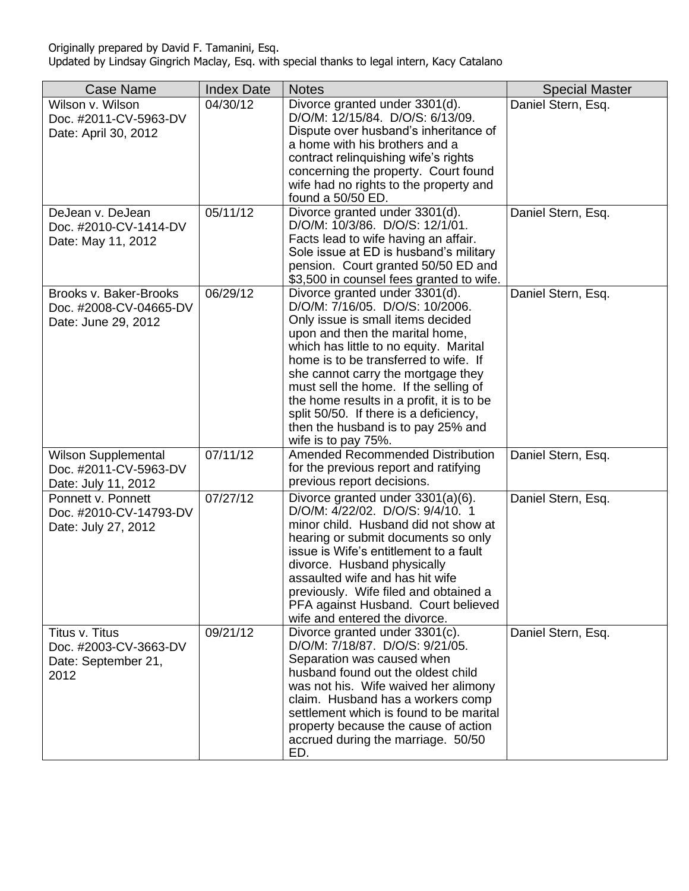Originally prepared by David F. Tamanini, Esq.
Updated by Lindsay Gingrich Maclay, Esq. with special thanks to legal intern, Kacy Catalano

| Case Name | Index Date | Notes | Special Master |
|---|---|---|---|
| Wilson v. Wilson<br>Doc. #2011-CV-5963-DV<br>Date: April 30, 2012 | 04/30/12 | Divorce granted under 3301(d). D/O/M: 12/15/84. D/O/S: 6/13/09. Dispute over husband's inheritance of a home with his brothers and a contract relinquishing wife's rights concerning the property. Court found wife had no rights to the property and found a 50/50 ED. | Daniel Stern, Esq. |
| DeJean v. DeJean<br>Doc. #2010-CV-1414-DV<br>Date: May 11, 2012 | 05/11/12 | Divorce granted under 3301(d). D/O/M: 10/3/86. D/O/S: 12/1/01. Facts lead to wife having an affair. Sole issue at ED is husband's military pension. Court granted 50/50 ED and $3,500 in counsel fees granted to wife. | Daniel Stern, Esq. |
| Brooks v. Baker-Brooks<br>Doc. #2008-CV-04665-DV<br>Date: June 29, 2012 | 06/29/12 | Divorce granted under 3301(d). D/O/M: 7/16/05. D/O/S: 10/2006. Only issue is small items decided upon and then the marital home, which has little to no equity. Marital home is to be transferred to wife. If she cannot carry the mortgage they must sell the home. If the selling of the home results in a profit, it is to be split 50/50. If there is a deficiency, then the husband is to pay 25% and wife is to pay 75%. | Daniel Stern, Esq. |
| Wilson Supplemental<br>Doc. #2011-CV-5963-DV<br>Date: July 11, 2012 | 07/11/12 | Amended Recommended Distribution for the previous report and ratifying previous report decisions. | Daniel Stern, Esq. |
| Ponnett v. Ponnett<br>Doc. #2010-CV-14793-DV<br>Date: July 27, 2012 | 07/27/12 | Divorce granted under 3301(a)(6). D/O/M: 4/22/02. D/O/S: 9/4/10. 1 minor child. Husband did not show at hearing or submit documents so only issue is Wife's entitlement to a fault divorce. Husband physically assaulted wife and has hit wife previously. Wife filed and obtained a PFA against Husband. Court believed wife and entered the divorce. | Daniel Stern, Esq. |
| Titus v. Titus<br>Doc. #2003-CV-3663-DV<br>Date: September 21, 2012 | 09/21/12 | Divorce granted under 3301(c). D/O/M: 7/18/87. D/O/S: 9/21/05. Separation was caused when husband found out the oldest child was not his. Wife waived her alimony claim. Husband has a workers comp settlement which is found to be marital property because the cause of action accrued during the marriage. 50/50 ED. | Daniel Stern, Esq. |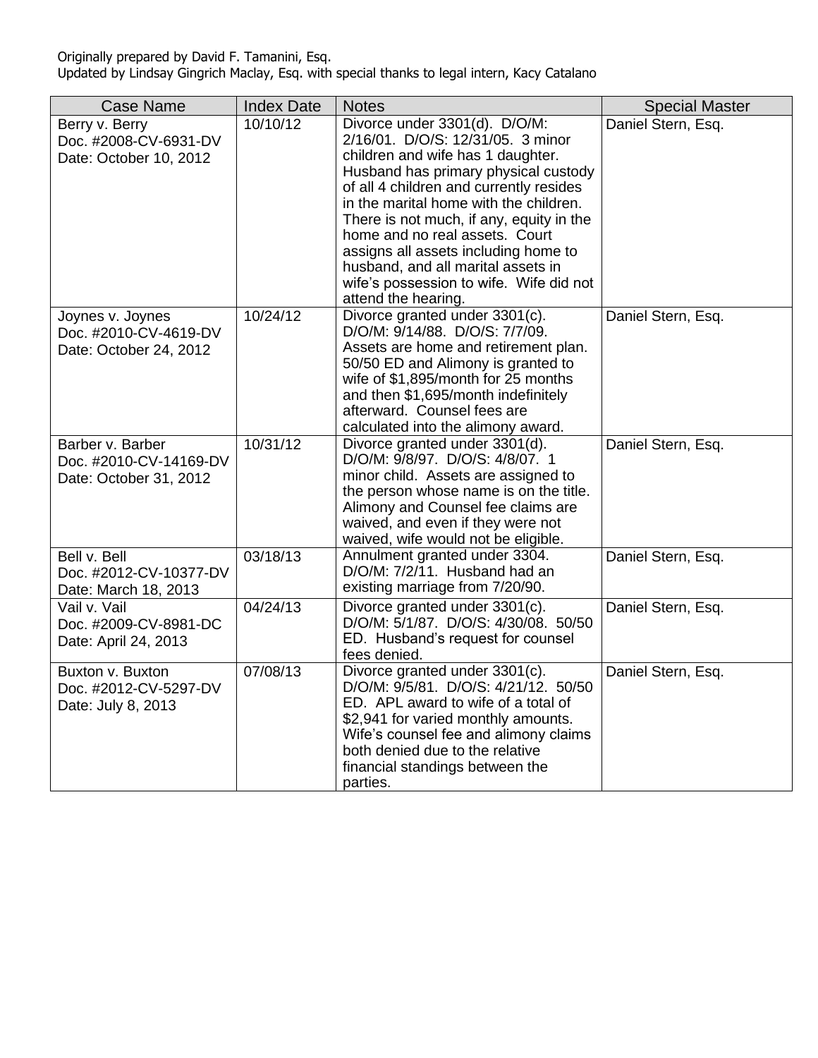Originally prepared by David F. Tamanini, Esq.
Updated by Lindsay Gingrich Maclay, Esq. with special thanks to legal intern, Kacy Catalano

| Case Name | Index Date | Notes | Special Master |
|---|---|---|---|
| Berry v. Berry<br>Doc. #2008-CV-6931-DV<br>Date: October 10, 2012 | 10/10/12 | Divorce under 3301(d). D/O/M: 2/16/01. D/O/S: 12/31/05. 3 minor children and wife has 1 daughter. Husband has primary physical custody of all 4 children and currently resides in the marital home with the children. There is not much, if any, equity in the home and no real assets. Court assigns all assets including home to husband, and all marital assets in wife's possession to wife. Wife did not attend the hearing. | Daniel Stern, Esq. |
| Joynes v. Joynes<br>Doc. #2010-CV-4619-DV<br>Date: October 24, 2012 | 10/24/12 | Divorce granted under 3301(c). D/O/M: 9/14/88. D/O/S: 7/7/09. Assets are home and retirement plan. 50/50 ED and Alimony is granted to wife of $1,895/month for 25 months and then $1,695/month indefinitely afterward. Counsel fees are calculated into the alimony award. | Daniel Stern, Esq. |
| Barber v. Barber<br>Doc. #2010-CV-14169-DV<br>Date: October 31, 2012 | 10/31/12 | Divorce granted under 3301(d). D/O/M: 9/8/97. D/O/S: 4/8/07. 1 minor child. Assets are assigned to the person whose name is on the title. Alimony and Counsel fee claims are waived, and even if they were not waived, wife would not be eligible. | Daniel Stern, Esq. |
| Bell v. Bell<br>Doc. #2012-CV-10377-DV<br>Date: March 18, 2013 | 03/18/13 | Annulment granted under 3304. D/O/M: 7/2/11. Husband had an existing marriage from 7/20/90. | Daniel Stern, Esq. |
| Vail v. Vail<br>Doc. #2009-CV-8981-DC<br>Date: April 24, 2013 | 04/24/13 | Divorce granted under 3301(c). D/O/M: 5/1/87. D/O/S: 4/30/08. 50/50 ED. Husband's request for counsel fees denied. | Daniel Stern, Esq. |
| Buxton v. Buxton<br>Doc. #2012-CV-5297-DV<br>Date: July 8, 2013 | 07/08/13 | Divorce granted under 3301(c). D/O/M: 9/5/81. D/O/S: 4/21/12. 50/50 ED. APL award to wife of a total of $2,941 for varied monthly amounts. Wife's counsel fee and alimony claims both denied due to the relative financial standings between the parties. | Daniel Stern, Esq. |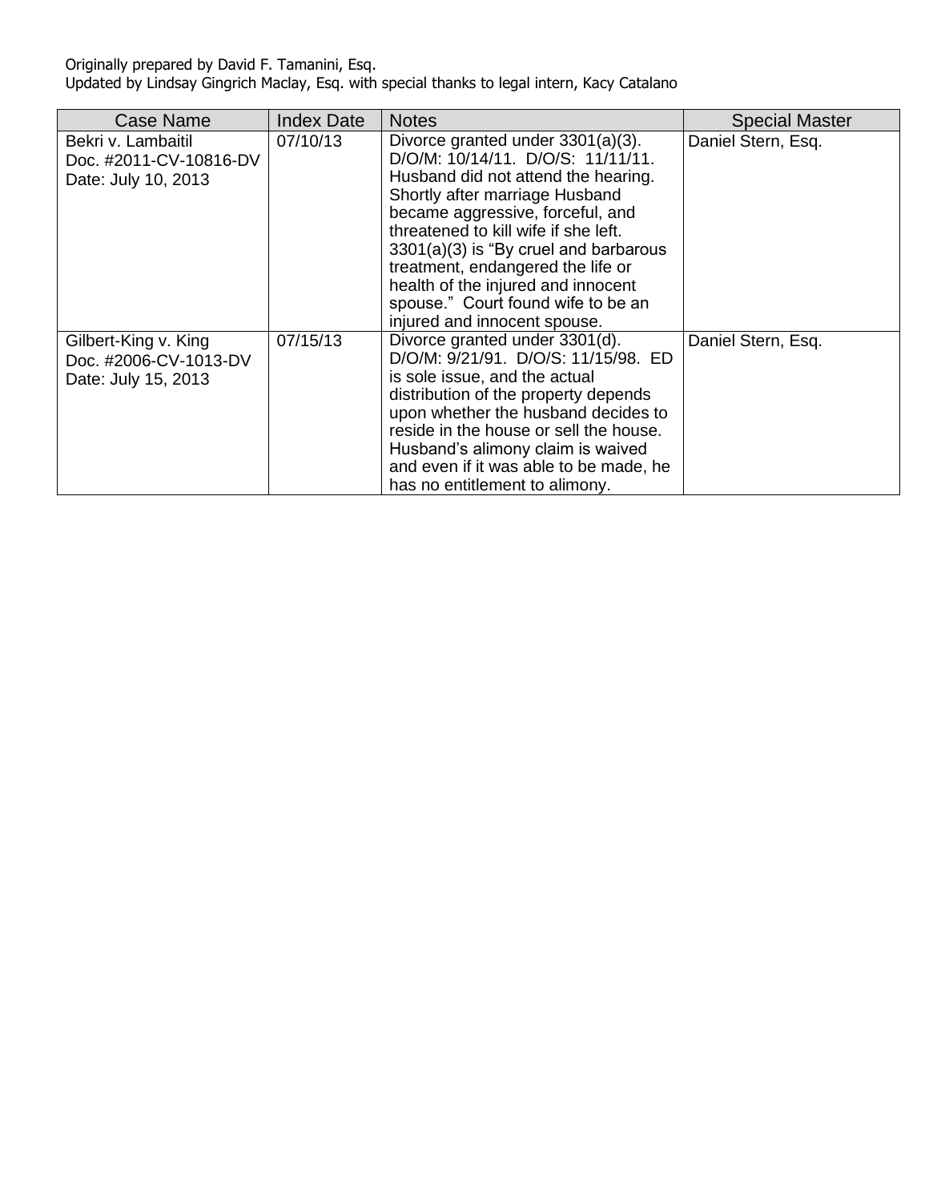Originally prepared by David F. Tamanini, Esq.
Updated by Lindsay Gingrich Maclay, Esq. with special thanks to legal intern, Kacy Catalano

| Case Name | Index Date | Notes | Special Master |
|---|---|---|---|
| Bekri v. Lambaitil Doc. #2011-CV-10816-DV Date: July 10, 2013 | 07/10/13 | Divorce granted under 3301(a)(3). D/O/M: 10/14/11. D/O/S: 11/11/11. Husband did not attend the hearing. Shortly after marriage Husband became aggressive, forceful, and threatened to kill wife if she left. 3301(a)(3) is "By cruel and barbarous treatment, endangered the life or health of the injured and innocent spouse." Court found wife to be an injured and innocent spouse. | Daniel Stern, Esq. |
| Gilbert-King v. King Doc. #2006-CV-1013-DV Date: July 15, 2013 | 07/15/13 | Divorce granted under 3301(d). D/O/M: 9/21/91. D/O/S: 11/15/98. ED is sole issue, and the actual distribution of the property depends upon whether the husband decides to reside in the house or sell the house. Husband's alimony claim is waived and even if it was able to be made, he has no entitlement to alimony. | Daniel Stern, Esq. |